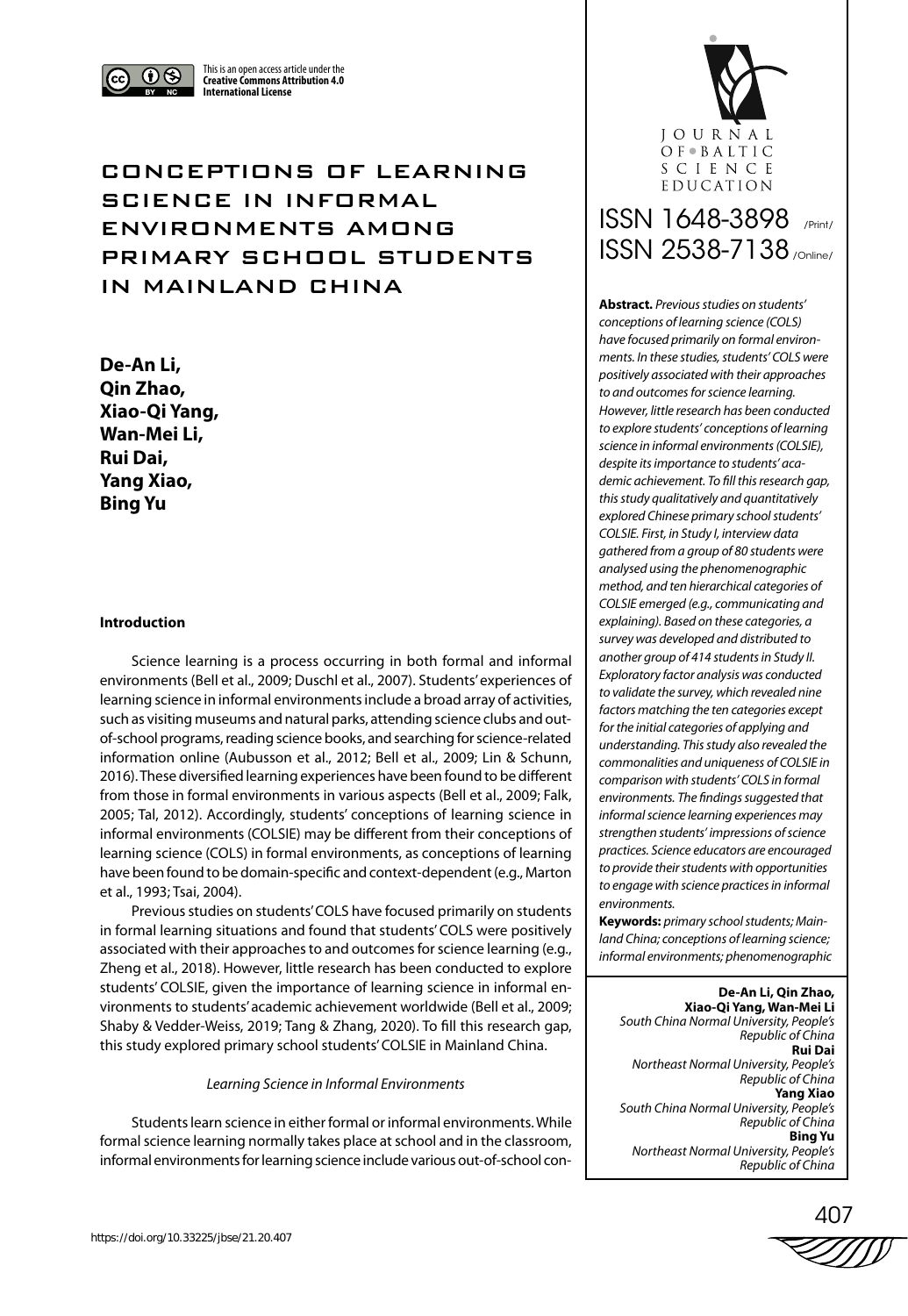This is an open access article under the **Creative Commons Attribution 4.0 International License**

# CONCEPTIONS OF LEARNING SCIENCE IN INFORMAL ENVIRONMENTS AMONG PRIMARY SCHOOL STUDENTS IN MAINLAND CHINA

**De-An Li, Qin Zhao, Xiao-Qi Yang, Wan-Mei Li, Rui Dai, Yang Xiao, Bing Yu**

JOURNAL OF BALTIC SCIENCE EDUCATION

ISSN 1648-3898 /Print/

ISSN 2538-7138 /Online/

**Abstract.** *Previous studies on students' conceptions of learning science (COLS) have focused primarily on formal environments. In these studies, students' COLS were positively associated with their approaches to and outcomes for science learning. However, little research has been conducted to explore students' conceptions of learning science in informal environments (COLSIE), despite its importance to students' academic achievement. To fill this research gap, this study qualitatively and quantitatively explored Chinese primary school students' COLSIE. First, in Study I, interview data gathered from a group of 80 students were analysed using the phenomenographic method, and ten hierarchical categories of COLSIE emerged (e.g., communicating and explaining). Based on these categories, a survey was developed and distributed to another group of 414 students in Study II. Exploratory factor analysis was conducted to validate the survey, which revealed nine factors matching the ten categories except for the initial categories of applying and understanding. This study also revealed the commonalities and uniqueness of COLSIE in comparison with students' COLS in formal environments. The findings suggested that informal science learning experiences may strengthen students' impressions of science practices. Science educators are encouraged to provide their students with opportunities to engage with science practices in informal environments.*

**Keywords:** *primary school students; Mainland China; conceptions of learning science; informal environments; phenomenographic*

**De-An Li, Qin Zhao, Xiao-Qi Yang, Wan-Mei Li**
*South China Normal University, People's Republic of China*
**Rui Dai**
*Northeast Normal University, People's Republic of China*
**Yang Xiao**
*South China Normal University, People's Republic of China*
**Bing Yu**
*Northeast Normal University, People's Republic of China*

## Introduction

Science learning is a process occurring in both formal and informal environments (Bell et al., 2009; Duschl et al., 2007). Students' experiences of learning science in informal environments include a broad array of activities, such as visiting museums and natural parks, attending science clubs and out-of-school programs, reading science books, and searching for science-related information online (Aubusson et al., 2012; Bell et al., 2009; Lin & Schunn, 2016). These diversified learning experiences have been found to be different from those in formal environments in various aspects (Bell et al., 2009; Falk, 2005; Tal, 2012). Accordingly, students' conceptions of learning science in informal environments (COLSIE) may be different from their conceptions of learning science (COLS) in formal environments, as conceptions of learning have been found to be domain-specific and context-dependent (e.g., Marton et al., 1993; Tsai, 2004).

Previous studies on students' COLS have focused primarily on students in formal learning situations and found that students' COLS were positively associated with their approaches to and outcomes for science learning (e.g., Zheng et al., 2018). However, little research has been conducted to explore students' COLSIE, given the importance of learning science in informal environments to students' academic achievement worldwide (Bell et al., 2009; Shaby & Vedder-Weiss, 2019; Tang & Zhang, 2020). To fill this research gap, this study explored primary school students' COLSIE in Mainland China.

### *Learning Science in Informal Environments*

Students learn science in either formal or informal environments. While formal science learning normally takes place at school and in the classroom, informal environments for learning science include various out-of-school con-

https://doi.org/10.33225/jbse/21.20.407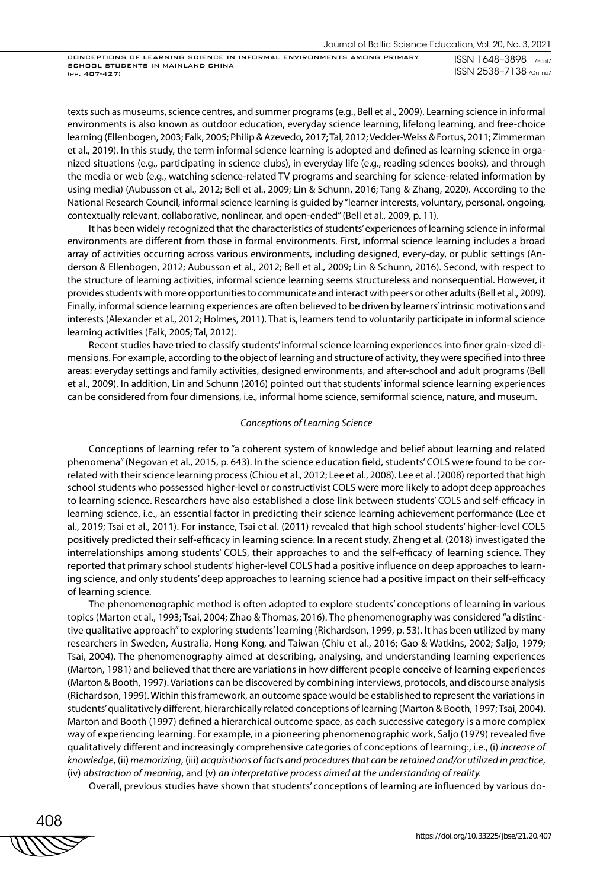texts such as museums, science centres, and summer programs (e.g., Bell et al., 2009). Learning science in informal environments is also known as outdoor education, everyday science learning, lifelong learning, and free-choice learning (Ellenbogen, 2003; Falk, 2005; Philip & Azevedo, 2017; Tal, 2012; Vedder-Weiss & Fortus, 2011; Zimmerman et al., 2019). In this study, the term informal science learning is adopted and defined as learning science in organized situations (e.g., participating in science clubs), in everyday life (e.g., reading sciences books), and through the media or web (e.g., watching science-related TV programs and searching for science-related information by using media) (Aubusson et al., 2012; Bell et al., 2009; Lin & Schunn, 2016; Tang & Zhang, 2020). According to the National Research Council, informal science learning is guided by "learner interests, voluntary, personal, ongoing, contextually relevant, collaborative, nonlinear, and open-ended" (Bell et al., 2009, p. 11).

It has been widely recognized that the characteristics of students' experiences of learning science in informal environments are different from those in formal environments. First, informal science learning includes a broad array of activities occurring across various environments, including designed, every-day, or public settings (Anderson & Ellenbogen, 2012; Aubusson et al., 2012; Bell et al., 2009; Lin & Schunn, 2016). Second, with respect to the structure of learning activities, informal science learning seems structureless and nonsequential. However, it provides students with more opportunities to communicate and interact with peers or other adults (Bell et al., 2009). Finally, informal science learning experiences are often believed to be driven by learners' intrinsic motivations and interests (Alexander et al., 2012; Holmes, 2011). That is, learners tend to voluntarily participate in informal science learning activities (Falk, 2005; Tal, 2012).

Recent studies have tried to classify students' informal science learning experiences into finer grain-sized dimensions. For example, according to the object of learning and structure of activity, they were specified into three areas: everyday settings and family activities, designed environments, and after-school and adult programs (Bell et al., 2009). In addition, Lin and Schunn (2016) pointed out that students' informal science learning experiences can be considered from four dimensions, i.e., informal home science, semiformal science, nature, and museum.

### *Conceptions of Learning Science*

Conceptions of learning refer to "a coherent system of knowledge and belief about learning and related phenomena" (Negovan et al., 2015, p. 643). In the science education field, students' COLS were found to be correlated with their science learning process (Chiou et al., 2012; Lee et al., 2008). Lee et al. (2008) reported that high school students who possessed higher-level or constructivist COLS were more likely to adopt deep approaches to learning science. Researchers have also established a close link between students' COLS and self-efficacy in learning science, i.e., an essential factor in predicting their science learning achievement performance (Lee et al., 2019; Tsai et al., 2011). For instance, Tsai et al. (2011) revealed that high school students' higher-level COLS positively predicted their self-efficacy in learning science. In a recent study, Zheng et al. (2018) investigated the interrelationships among students' COLS, their approaches to and the self-efficacy of learning science. They reported that primary school students' higher-level COLS had a positive influence on deep approaches to learning science, and only students' deep approaches to learning science had a positive impact on their self-efficacy of learning science.

The phenomenographic method is often adopted to explore students' conceptions of learning in various topics (Marton et al., 1993; Tsai, 2004; Zhao & Thomas, 2016). The phenomenography was considered "a distinctive qualitative approach" to exploring students' learning (Richardson, 1999, p. 53). It has been utilized by many researchers in Sweden, Australia, Hong Kong, and Taiwan (Chiu et al., 2016; Gao & Watkins, 2002; Saljo, 1979; Tsai, 2004). The phenomenography aimed at describing, analysing, and understanding learning experiences (Marton, 1981) and believed that there are variations in how different people conceive of learning experiences (Marton & Booth, 1997). Variations can be discovered by combining interviews, protocols, and discourse analysis (Richardson, 1999). Within this framework, an outcome space would be established to represent the variations in students' qualitatively different, hierarchically related conceptions of learning (Marton & Booth, 1997; Tsai, 2004). Marton and Booth (1997) defined a hierarchical outcome space, as each successive category is a more complex way of experiencing learning. For example, in a pioneering phenomenographic work, Saljo (1979) revealed five qualitatively different and increasingly comprehensive categories of conceptions of learning:, i.e., (i) *increase of knowledge*, (ii) *memorizing*, (iii) *acquisitions of facts and procedures that can be retained and/or utilized in practice*, (iv) *abstraction of meaning*, and (v) *an interpretative process aimed at the understanding of reality.*

Overall, previous studies have shown that students' conceptions of learning are influenced by various do-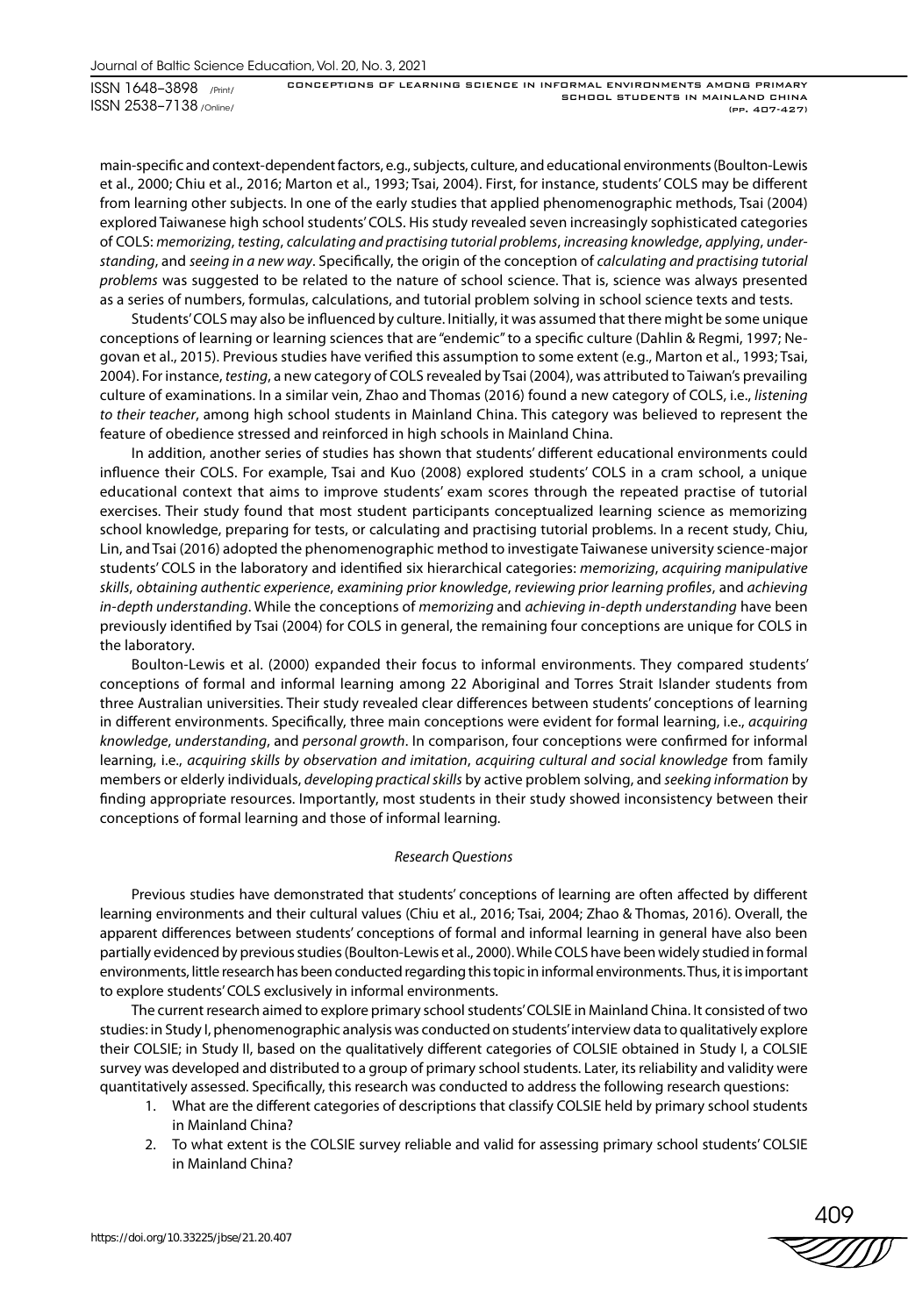main-specific and context-dependent factors, e.g., subjects, culture, and educational environments (Boulton-Lewis et al., 2000; Chiu et al., 2016; Marton et al., 1993; Tsai, 2004). First, for instance, students' COLS may be different from learning other subjects. In one of the early studies that applied phenomenographic methods, Tsai (2004) explored Taiwanese high school students' COLS. His study revealed seven increasingly sophisticated categories of COLS: *memorizing*, *testing*, *calculating and practising tutorial problems*, *increasing knowledge*, *applying*, *understanding*, and *seeing in a new way*. Specifically, the origin of the conception of *calculating and practising tutorial problems* was suggested to be related to the nature of school science. That is, science was always presented as a series of numbers, formulas, calculations, and tutorial problem solving in school science texts and tests.

Students' COLS may also be influenced by culture. Initially, it was assumed that there might be some unique conceptions of learning or learning sciences that are "endemic" to a specific culture (Dahlin & Regmi, 1997; Negovan et al., 2015). Previous studies have verified this assumption to some extent (e.g., Marton et al., 1993; Tsai, 2004). For instance, *testing*, a new category of COLS revealed by Tsai (2004), was attributed to Taiwan's prevailing culture of examinations. In a similar vein, Zhao and Thomas (2016) found a new category of COLS, i.e., *listening to their teacher*, among high school students in Mainland China. This category was believed to represent the feature of obedience stressed and reinforced in high schools in Mainland China.

In addition, another series of studies has shown that students' different educational environments could influence their COLS. For example, Tsai and Kuo (2008) explored students' COLS in a cram school, a unique educational context that aims to improve students' exam scores through the repeated practise of tutorial exercises. Their study found that most student participants conceptualized learning science as memorizing school knowledge, preparing for tests, or calculating and practising tutorial problems. In a recent study, Chiu, Lin, and Tsai (2016) adopted the phenomenographic method to investigate Taiwanese university science-major students' COLS in the laboratory and identified six hierarchical categories: *memorizing*, *acquiring manipulative skills*, *obtaining authentic experience*, *examining prior knowledge*, *reviewing prior learning profiles*, and *achieving in-depth understanding*. While the conceptions of *memorizing* and *achieving in-depth understanding* have been previously identified by Tsai (2004) for COLS in general, the remaining four conceptions are unique for COLS in the laboratory.

Boulton-Lewis et al. (2000) expanded their focus to informal environments. They compared students' conceptions of formal and informal learning among 22 Aboriginal and Torres Strait Islander students from three Australian universities. Their study revealed clear differences between students' conceptions of learning in different environments. Specifically, three main conceptions were evident for formal learning, i.e., *acquiring knowledge*, *understanding*, and *personal growth*. In comparison, four conceptions were confirmed for informal learning, i.e., *acquiring skills by observation and imitation*, *acquiring cultural and social knowledge* from family members or elderly individuals, *developing practical skills* by active problem solving, and *seeking information* by finding appropriate resources. Importantly, most students in their study showed inconsistency between their conceptions of formal learning and those of informal learning.

### *Research Questions*

Previous studies have demonstrated that students' conceptions of learning are often affected by different learning environments and their cultural values (Chiu et al., 2016; Tsai, 2004; Zhao & Thomas, 2016). Overall, the apparent differences between students' conceptions of formal and informal learning in general have also been partially evidenced by previous studies (Boulton-Lewis et al., 2000). While COLS have been widely studied in formal environments, little research has been conducted regarding this topic in informal environments. Thus, it is important to explore students' COLS exclusively in informal environments.

The current research aimed to explore primary school students' COLSIE in Mainland China. It consisted of two studies: in Study I, phenomenographic analysis was conducted on students' interview data to qualitatively explore their COLSIE; in Study II, based on the qualitatively different categories of COLSIE obtained in Study I, a COLSIE survey was developed and distributed to a group of primary school students. Later, its reliability and validity were quantitatively assessed. Specifically, this research was conducted to address the following research questions:

1. What are the different categories of descriptions that classify COLSIE held by primary school students in Mainland China?
2. To what extent is the COLSIE survey reliable and valid for assessing primary school students' COLSIE in Mainland China?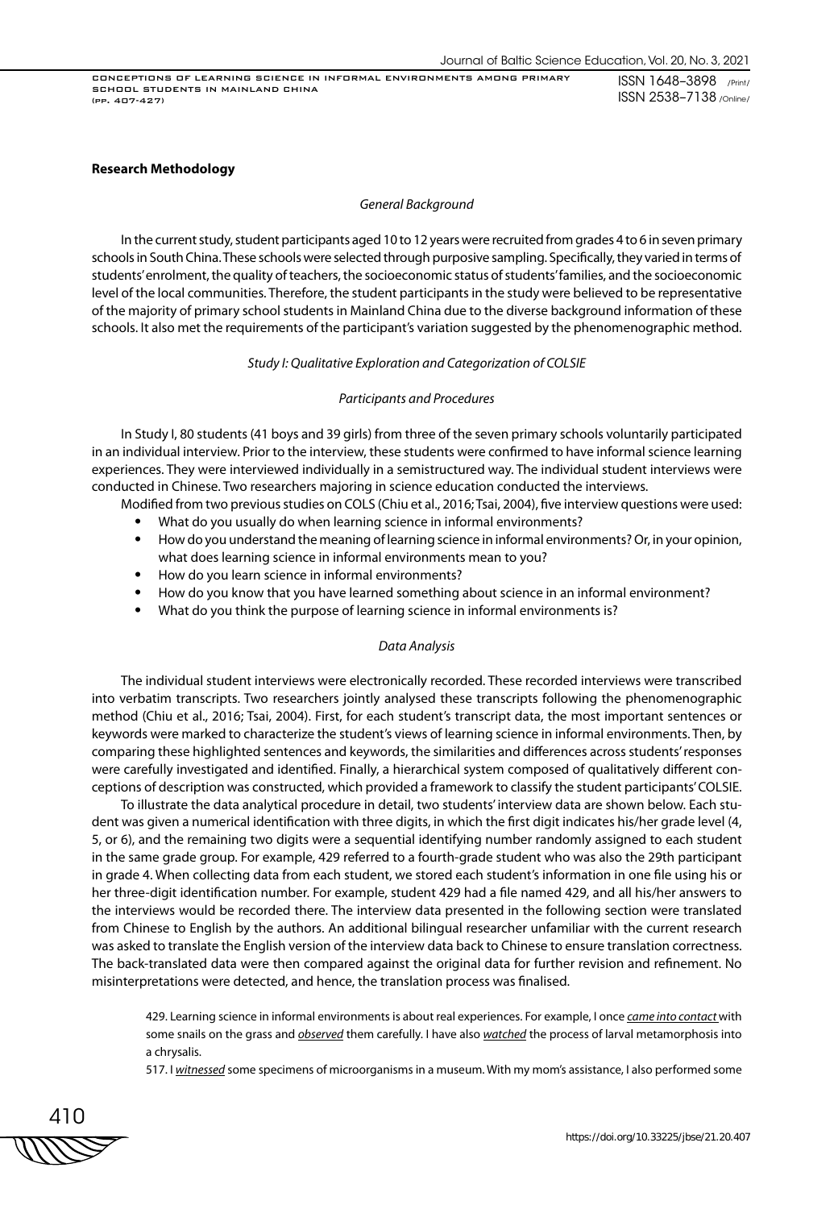**Research Methodology**

*General Background*

In the current study, student participants aged 10 to 12 years were recruited from grades 4 to 6 in seven primary schools in South China. These schools were selected through purposive sampling. Specifically, they varied in terms of students' enrolment, the quality of teachers, the socioeconomic status of students' families, and the socioeconomic level of the local communities. Therefore, the student participants in the study were believed to be representative of the majority of primary school students in Mainland China due to the diverse background information of these schools. It also met the requirements of the participant's variation suggested by the phenomenographic method.

*Study I: Qualitative Exploration and Categorization of COLSIE*

*Participants and Procedures*

In Study I, 80 students (41 boys and 39 girls) from three of the seven primary schools voluntarily participated in an individual interview. Prior to the interview, these students were confirmed to have informal science learning experiences. They were interviewed individually in a semistructured way. The individual student interviews were conducted in Chinese. Two researchers majoring in science education conducted the interviews.

Modified from two previous studies on COLS (Chiu et al., 2016; Tsai, 2004), five interview questions were used:

- What do you usually do when learning science in informal environments?
- How do you understand the meaning of learning science in informal environments? Or, in your opinion, what does learning science in informal environments mean to you?
- How do you learn science in informal environments?
- How do you know that you have learned something about science in an informal environment?
- What do you think the purpose of learning science in informal environments is?

*Data Analysis*

The individual student interviews were electronically recorded. These recorded interviews were transcribed into verbatim transcripts. Two researchers jointly analysed these transcripts following the phenomenographic method (Chiu et al., 2016; Tsai, 2004). First, for each student's transcript data, the most important sentences or keywords were marked to characterize the student's views of learning science in informal environments. Then, by comparing these highlighted sentences and keywords, the similarities and differences across students' responses were carefully investigated and identified. Finally, a hierarchical system composed of qualitatively different conceptions of description was constructed, which provided a framework to classify the student participants' COLSIE.

To illustrate the data analytical procedure in detail, two students' interview data are shown below. Each student was given a numerical identification with three digits, in which the first digit indicates his/her grade level (4, 5, or 6), and the remaining two digits were a sequential identifying number randomly assigned to each student in the same grade group. For example, 429 referred to a fourth-grade student who was also the 29th participant in grade 4. When collecting data from each student, we stored each student's information in one file using his or her three-digit identification number. For example, student 429 had a file named 429, and all his/her answers to the interviews would be recorded there. The interview data presented in the following section were translated from Chinese to English by the authors. An additional bilingual researcher unfamiliar with the current research was asked to translate the English version of the interview data back to Chinese to ensure translation correctness. The back-translated data were then compared against the original data for further revision and refinement. No misinterpretations were detected, and hence, the translation process was finalised.

> 429. Learning science in informal environments is about real experiences. For example, I once <u>*came into contact*</u> with some snails on the grass and <u>*observed*</u> them carefully. I have also <u>*watched*</u> the process of larval metamorphosis into a chrysalis.
>
> 517. I <u>*witnessed*</u> some specimens of microorganisms in a museum. With my mom's assistance, I also performed some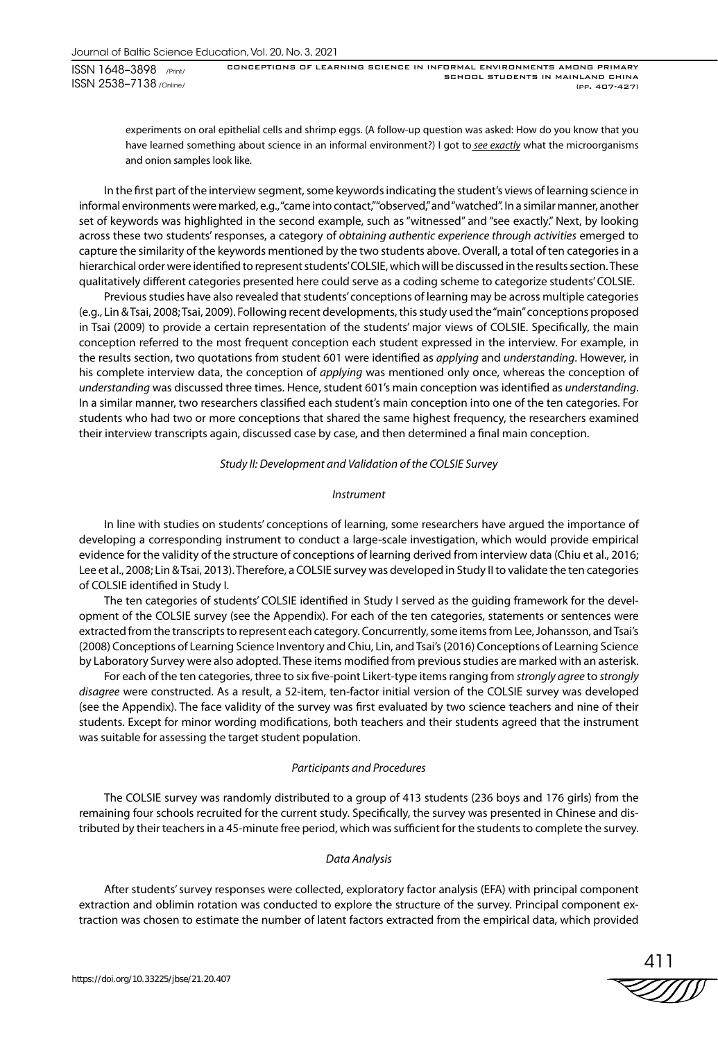experiments on oral epithelial cells and shrimp eggs. (A follow-up question was asked: How do you know that you have learned something about science in an informal environment?) I got to *see exactly* what the microorganisms and onion samples look like.

In the first part of the interview segment, some keywords indicating the student's views of learning science in informal environments were marked, e.g., "came into contact," "observed," and "watched". In a similar manner, another set of keywords was highlighted in the second example, such as "witnessed" and "see exactly." Next, by looking across these two students' responses, a category of *obtaining authentic experience through activities* emerged to capture the similarity of the keywords mentioned by the two students above. Overall, a total of ten categories in a hierarchical order were identified to represent students' COLSIE, which will be discussed in the results section. These qualitatively different categories presented here could serve as a coding scheme to categorize students' COLSIE.

Previous studies have also revealed that students' conceptions of learning may be across multiple categories (e.g., Lin & Tsai, 2008; Tsai, 2009). Following recent developments, this study used the "main" conceptions proposed in Tsai (2009) to provide a certain representation of the students' major views of COLSIE. Specifically, the main conception referred to the most frequent conception each student expressed in the interview. For example, in the results section, two quotations from student 601 were identified as *applying* and *understanding*. However, in his complete interview data, the conception of *applying* was mentioned only once, whereas the conception of *understanding* was discussed three times. Hence, student 601's main conception was identified as *understanding*. In a similar manner, two researchers classified each student's main conception into one of the ten categories. For students who had two or more conceptions that shared the same highest frequency, the researchers examined their interview transcripts again, discussed case by case, and then determined a final main conception.

### *Study II: Development and Validation of the COLSIE Survey*

#### *Instrument*

In line with studies on students' conceptions of learning, some researchers have argued the importance of developing a corresponding instrument to conduct a large-scale investigation, which would provide empirical evidence for the validity of the structure of conceptions of learning derived from interview data (Chiu et al., 2016; Lee et al., 2008; Lin & Tsai, 2013). Therefore, a COLSIE survey was developed in Study II to validate the ten categories of COLSIE identified in Study I.

The ten categories of students' COLSIE identified in Study I served as the guiding framework for the development of the COLSIE survey (see the Appendix). For each of the ten categories, statements or sentences were extracted from the transcripts to represent each category. Concurrently, some items from Lee, Johansson, and Tsai's (2008) Conceptions of Learning Science Inventory and Chiu, Lin, and Tsai's (2016) Conceptions of Learning Science by Laboratory Survey were also adopted. These items modified from previous studies are marked with an asterisk.

For each of the ten categories, three to six five-point Likert-type items ranging from *strongly agree* to *strongly disagree* were constructed. As a result, a 52-item, ten-factor initial version of the COLSIE survey was developed (see the Appendix). The face validity of the survey was first evaluated by two science teachers and nine of their students. Except for minor wording modifications, both teachers and their students agreed that the instrument was suitable for assessing the target student population.

#### *Participants and Procedures*

The COLSIE survey was randomly distributed to a group of 413 students (236 boys and 176 girls) from the remaining four schools recruited for the current study. Specifically, the survey was presented in Chinese and distributed by their teachers in a 45-minute free period, which was sufficient for the students to complete the survey.

#### *Data Analysis*

After students' survey responses were collected, exploratory factor analysis (EFA) with principal component extraction and oblimin rotation was conducted to explore the structure of the survey. Principal component extraction was chosen to estimate the number of latent factors extracted from the empirical data, which provided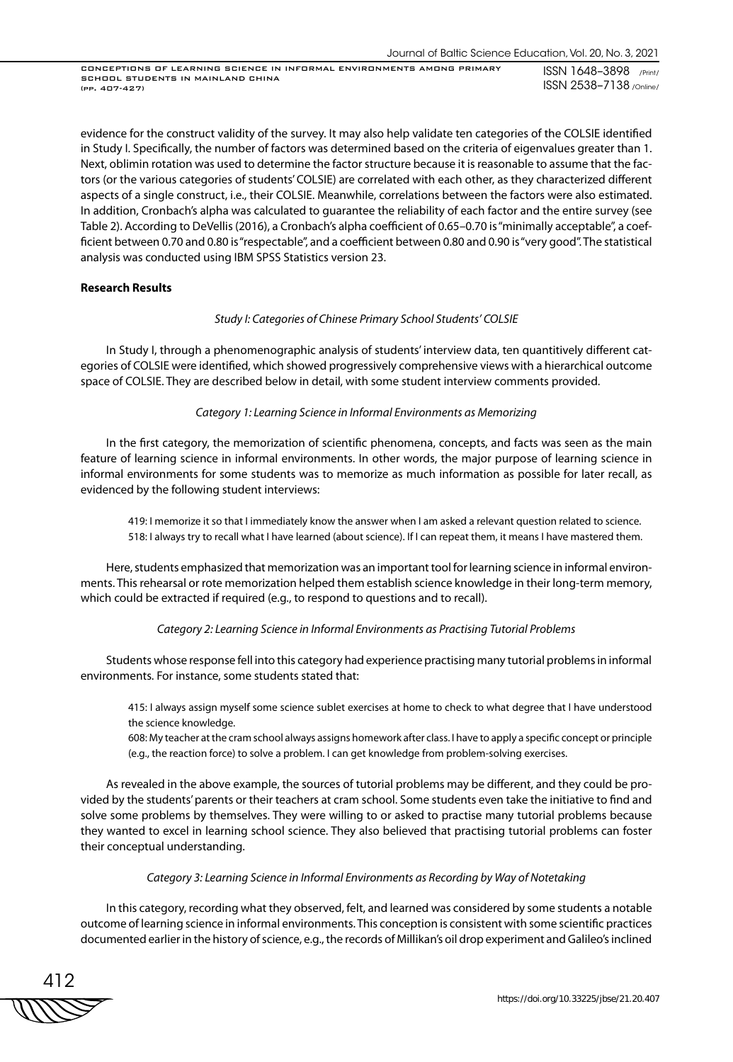evidence for the construct validity of the survey. It may also help validate ten categories of the COLSIE identified in Study I. Specifically, the number of factors was determined based on the criteria of eigenvalues greater than 1. Next, oblimin rotation was used to determine the factor structure because it is reasonable to assume that the factors (or the various categories of students' COLSIE) are correlated with each other, as they characterized different aspects of a single construct, i.e., their COLSIE. Meanwhile, correlations between the factors were also estimated. In addition, Cronbach's alpha was calculated to guarantee the reliability of each factor and the entire survey (see Table 2). According to DeVellis (2016), a Cronbach's alpha coefficient of 0.65–0.70 is "minimally acceptable", a coefficient between 0.70 and 0.80 is "respectable", and a coefficient between 0.80 and 0.90 is "very good". The statistical analysis was conducted using IBM SPSS Statistics version 23.

## Research Results

### *Study I: Categories of Chinese Primary School Students' COLSIE*

In Study I, through a phenomenographic analysis of students' interview data, ten quantitively different categories of COLSIE were identified, which showed progressively comprehensive views with a hierarchical outcome space of COLSIE. They are described below in detail, with some student interview comments provided.

#### *Category 1: Learning Science in Informal Environments as Memorizing*

In the first category, the memorization of scientific phenomena, concepts, and facts was seen as the main feature of learning science in informal environments. In other words, the major purpose of learning science in informal environments for some students was to memorize as much information as possible for later recall, as evidenced by the following student interviews:

> 419: I memorize it so that I immediately know the answer when I am asked a relevant question related to science.
> 518: I always try to recall what I have learned (about science). If I can repeat them, it means I have mastered them.

Here, students emphasized that memorization was an important tool for learning science in informal environments. This rehearsal or rote memorization helped them establish science knowledge in their long-term memory, which could be extracted if required (e.g., to respond to questions and to recall).

#### *Category 2: Learning Science in Informal Environments as Practising Tutorial Problems*

Students whose response fell into this category had experience practising many tutorial problems in informal environments. For instance, some students stated that:

> 415: I always assign myself some science sublet exercises at home to check to what degree that I have understood the science knowledge.
> 608: My teacher at the cram school always assigns homework after class. I have to apply a specific concept or principle (e.g., the reaction force) to solve a problem. I can get knowledge from problem-solving exercises.

As revealed in the above example, the sources of tutorial problems may be different, and they could be provided by the students' parents or their teachers at cram school. Some students even take the initiative to find and solve some problems by themselves. They were willing to or asked to practise many tutorial problems because they wanted to excel in learning school science. They also believed that practising tutorial problems can foster their conceptual understanding.

#### *Category 3: Learning Science in Informal Environments as Recording by Way of Notetaking*

In this category, recording what they observed, felt, and learned was considered by some students a notable outcome of learning science in informal environments. This conception is consistent with some scientific practices documented earlier in the history of science, e.g., the records of Millikan's oil drop experiment and Galileo's inclined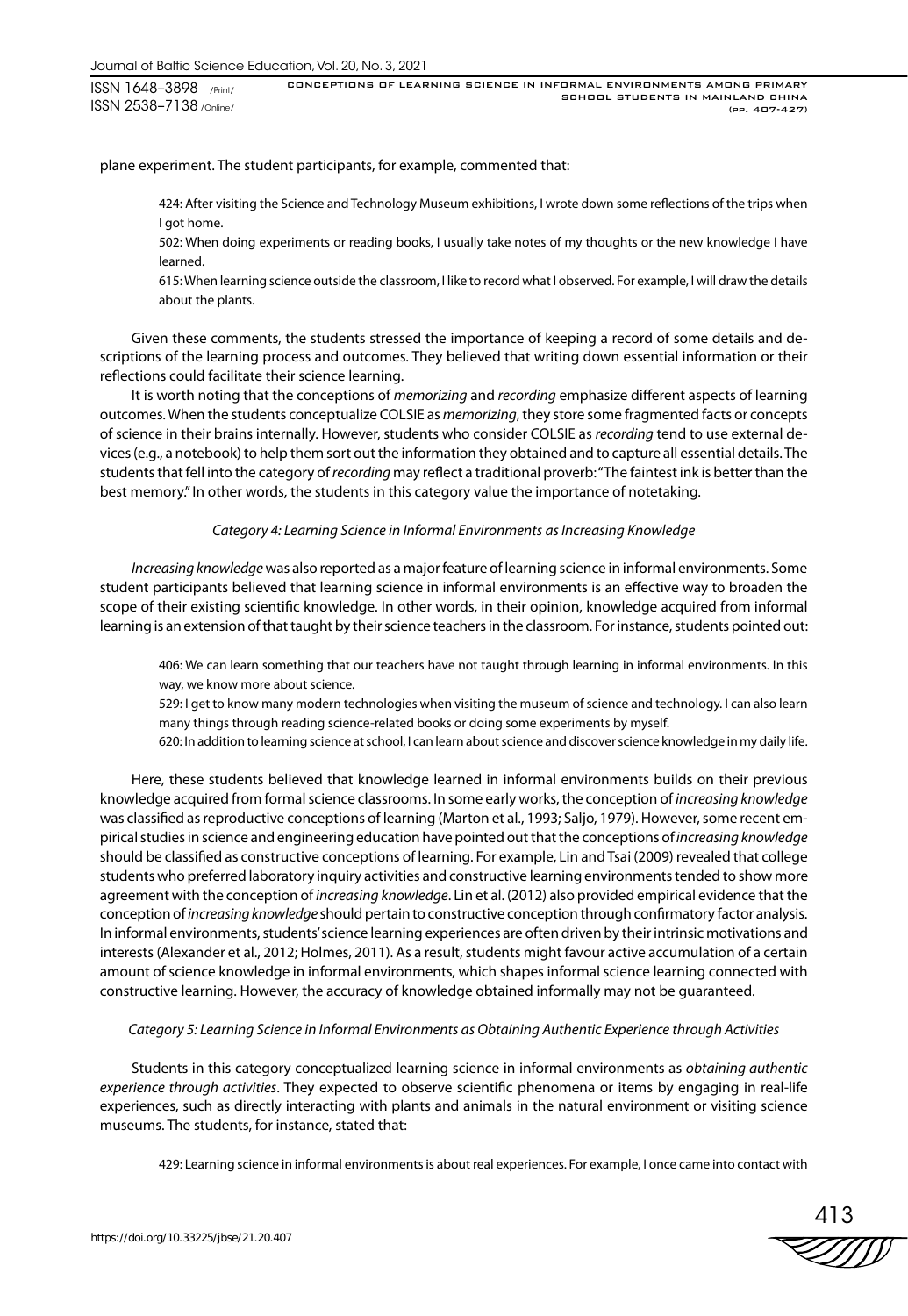plane experiment. The student participants, for example, commented that:

> 424: After visiting the Science and Technology Museum exhibitions, I wrote down some reflections of the trips when I got home.
>
> 502: When doing experiments or reading books, I usually take notes of my thoughts or the new knowledge I have learned.
>
> 615: When learning science outside the classroom, I like to record what I observed. For example, I will draw the details about the plants.

Given these comments, the students stressed the importance of keeping a record of some details and descriptions of the learning process and outcomes. They believed that writing down essential information or their reflections could facilitate their science learning.

It is worth noting that the conceptions of *memorizing* and *recording* emphasize different aspects of learning outcomes. When the students conceptualize COLSIE as *memorizing*, they store some fragmented facts or concepts of science in their brains internally. However, students who consider COLSIE as *recording* tend to use external devices (e.g., a notebook) to help them sort out the information they obtained and to capture all essential details. The students that fell into the category of *recording* may reflect a traditional proverb: "The faintest ink is better than the best memory." In other words, the students in this category value the importance of notetaking.

*Category 4: Learning Science in Informal Environments as Increasing Knowledge*

*Increasing knowledge* was also reported as a major feature of learning science in informal environments. Some student participants believed that learning science in informal environments is an effective way to broaden the scope of their existing scientific knowledge. In other words, in their opinion, knowledge acquired from informal learning is an extension of that taught by their science teachers in the classroom. For instance, students pointed out:

> 406: We can learn something that our teachers have not taught through learning in informal environments. In this way, we know more about science.
>
> 529: I get to know many modern technologies when visiting the museum of science and technology. I can also learn many things through reading science-related books or doing some experiments by myself.
>
> 620: In addition to learning science at school, I can learn about science and discover science knowledge in my daily life.

Here, these students believed that knowledge learned in informal environments builds on their previous knowledge acquired from formal science classrooms. In some early works, the conception of *increasing knowledge* was classified as reproductive conceptions of learning (Marton et al., 1993; Saljo, 1979). However, some recent empirical studies in science and engineering education have pointed out that the conceptions of *increasing knowledge* should be classified as constructive conceptions of learning. For example, Lin and Tsai (2009) revealed that college students who preferred laboratory inquiry activities and constructive learning environments tended to show more agreement with the conception of *increasing knowledge*. Lin et al. (2012) also provided empirical evidence that the conception of *increasing knowledge* should pertain to constructive conception through confirmatory factor analysis. In informal environments, students' science learning experiences are often driven by their intrinsic motivations and interests (Alexander et al., 2012; Holmes, 2011). As a result, students might favour active accumulation of a certain amount of science knowledge in informal environments, which shapes informal science learning connected with constructive learning. However, the accuracy of knowledge obtained informally may not be guaranteed.

*Category 5: Learning Science in Informal Environments as Obtaining Authentic Experience through Activities*

Students in this category conceptualized learning science in informal environments as *obtaining authentic experience through activities*. They expected to observe scientific phenomena or items by engaging in real-life experiences, such as directly interacting with plants and animals in the natural environment or visiting science museums. The students, for instance, stated that:

> 429: Learning science in informal environments is about real experiences. For example, I once came into contact with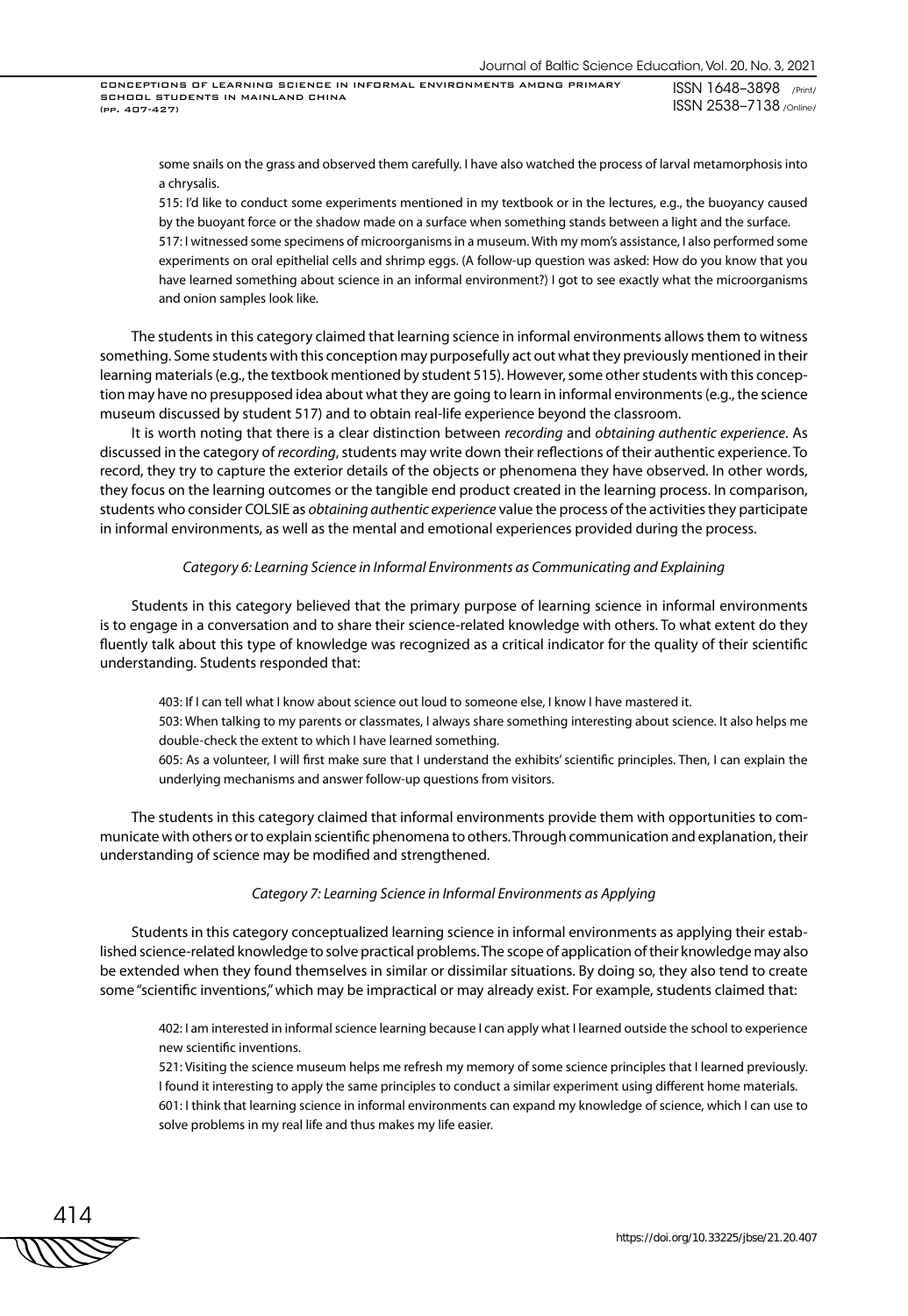some snails on the grass and observed them carefully. I have also watched the process of larval metamorphosis into a chrysalis.

515: I'd like to conduct some experiments mentioned in my textbook or in the lectures, e.g., the buoyancy caused by the buoyant force or the shadow made on a surface when something stands between a light and the surface.

517: I witnessed some specimens of microorganisms in a museum. With my mom's assistance, I also performed some experiments on oral epithelial cells and shrimp eggs. (A follow-up question was asked: How do you know that you have learned something about science in an informal environment?) I got to see exactly what the microorganisms and onion samples look like.

The students in this category claimed that learning science in informal environments allows them to witness something. Some students with this conception may purposefully act out what they previously mentioned in their learning materials (e.g., the textbook mentioned by student 515). However, some other students with this conception may have no presupposed idea about what they are going to learn in informal environments (e.g., the science museum discussed by student 517) and to obtain real-life experience beyond the classroom.

It is worth noting that there is a clear distinction between *recording* and *obtaining authentic experience*. As discussed in the category of *recording*, students may write down their reflections of their authentic experience. To record, they try to capture the exterior details of the objects or phenomena they have observed. In other words, they focus on the learning outcomes or the tangible end product created in the learning process. In comparison, students who consider COLSIE as *obtaining authentic experience* value the process of the activities they participate in informal environments, as well as the mental and emotional experiences provided during the process.

### *Category 6: Learning Science in Informal Environments as Communicating and Explaining*

Students in this category believed that the primary purpose of learning science in informal environments is to engage in a conversation and to share their science-related knowledge with others. To what extent do they fluently talk about this type of knowledge was recognized as a critical indicator for the quality of their scientific understanding. Students responded that:

403: If I can tell what I know about science out loud to someone else, I know I have mastered it.

503: When talking to my parents or classmates, I always share something interesting about science. It also helps me double-check the extent to which I have learned something.

605: As a volunteer, I will first make sure that I understand the exhibits' scientific principles. Then, I can explain the underlying mechanisms and answer follow-up questions from visitors.

The students in this category claimed that informal environments provide them with opportunities to communicate with others or to explain scientific phenomena to others. Through communication and explanation, their understanding of science may be modified and strengthened.

### *Category 7: Learning Science in Informal Environments as Applying*

Students in this category conceptualized learning science in informal environments as applying their established science-related knowledge to solve practical problems. The scope of application of their knowledge may also be extended when they found themselves in similar or dissimilar situations. By doing so, they also tend to create some "scientific inventions," which may be impractical or may already exist. For example, students claimed that:

402: I am interested in informal science learning because I can apply what I learned outside the school to experience new scientific inventions.

521: Visiting the science museum helps me refresh my memory of some science principles that I learned previously. I found it interesting to apply the same principles to conduct a similar experiment using different home materials.

601: I think that learning science in informal environments can expand my knowledge of science, which I can use to solve problems in my real life and thus makes my life easier.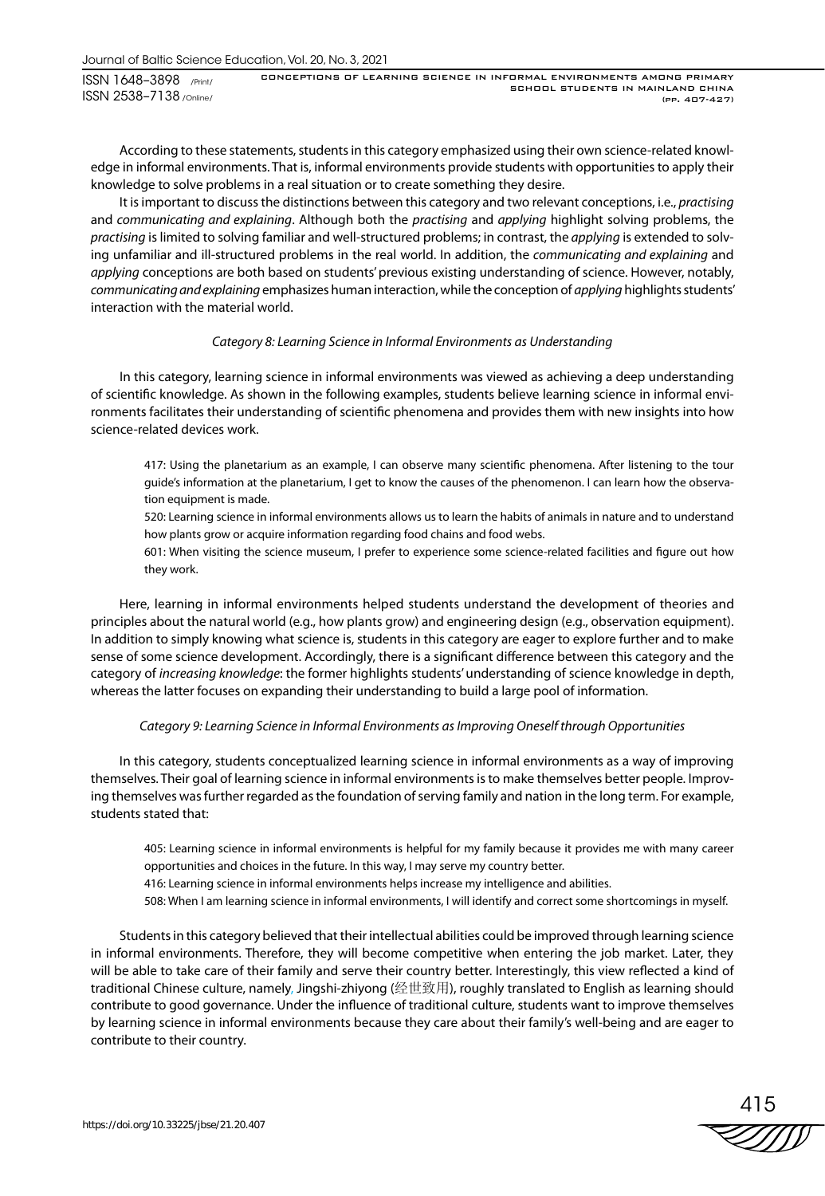According to these statements, students in this category emphasized using their own science-related knowledge in informal environments. That is, informal environments provide students with opportunities to apply their knowledge to solve problems in a real situation or to create something they desire.

It is important to discuss the distinctions between this category and two relevant conceptions, i.e., *practising* and *communicating and explaining*. Although both the *practising* and *applying* highlight solving problems, the *practising* is limited to solving familiar and well-structured problems; in contrast, the *applying* is extended to solving unfamiliar and ill-structured problems in the real world. In addition, the *communicating and explaining* and *applying* conceptions are both based on students' previous existing understanding of science. However, notably, *communicating and explaining* emphasizes human interaction, while the conception of *applying* highlights students' interaction with the material world.

*Category 8: Learning Science in Informal Environments as Understanding*

In this category, learning science in informal environments was viewed as achieving a deep understanding of scientific knowledge. As shown in the following examples, students believe learning science in informal environments facilitates their understanding of scientific phenomena and provides them with new insights into how science-related devices work.

> 417: Using the planetarium as an example, I can observe many scientific phenomena. After listening to the tour guide's information at the planetarium, I get to know the causes of the phenomenon. I can learn how the observation equipment is made.
>
> 520: Learning science in informal environments allows us to learn the habits of animals in nature and to understand how plants grow or acquire information regarding food chains and food webs.
>
> 601: When visiting the science museum, I prefer to experience some science-related facilities and figure out how they work.

Here, learning in informal environments helped students understand the development of theories and principles about the natural world (e.g., how plants grow) and engineering design (e.g., observation equipment). In addition to simply knowing what science is, students in this category are eager to explore further and to make sense of some science development. Accordingly, there is a significant difference between this category and the category of *increasing knowledge*: the former highlights students' understanding of science knowledge in depth, whereas the latter focuses on expanding their understanding to build a large pool of information.

*Category 9: Learning Science in Informal Environments as Improving Oneself through Opportunities*

In this category, students conceptualized learning science in informal environments as a way of improving themselves. Their goal of learning science in informal environments is to make themselves better people. Improving themselves was further regarded as the foundation of serving family and nation in the long term. For example, students stated that:

> 405: Learning science in informal environments is helpful for my family because it provides me with many career opportunities and choices in the future. In this way, I may serve my country better.
>
> 416: Learning science in informal environments helps increase my intelligence and abilities.
>
> 508: When I am learning science in informal environments, I will identify and correct some shortcomings in myself.

Students in this category believed that their intellectual abilities could be improved through learning science in informal environments. Therefore, they will become competitive when entering the job market. Later, they will be able to take care of their family and serve their country better. Interestingly, this view reflected a kind of traditional Chinese culture, namely, Jingshi-zhiyong (经世致用), roughly translated to English as learning should contribute to good governance. Under the influence of traditional culture, students want to improve themselves by learning science in informal environments because they care about their family's well-being and are eager to contribute to their country.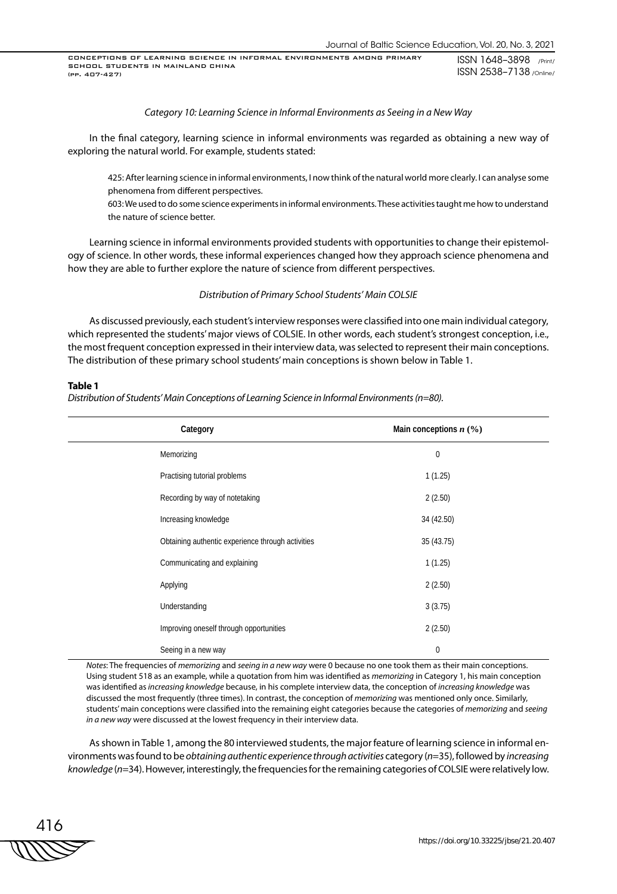*Category 10: Learning Science in Informal Environments as Seeing in a New Way*

In the final category, learning science in informal environments was regarded as obtaining a new way of exploring the natural world. For example, students stated:

> 425: After learning science in informal environments, I now think of the natural world more clearly. I can analyse some phenomena from different perspectives.
>
> 603: We used to do some science experiments in informal environments. These activities taught me how to understand the nature of science better.

Learning science in informal environments provided students with opportunities to change their epistemology of science. In other words, these informal experiences changed how they approach science phenomena and how they are able to further explore the nature of science from different perspectives.

*Distribution of Primary School Students' Main COLSIE*

As discussed previously, each student's interview responses were classified into one main individual category, which represented the students' major views of COLSIE. In other words, each student's strongest conception, i.e., the most frequent conception expressed in their interview data, was selected to represent their main conceptions. The distribution of these primary school students' main conceptions is shown below in Table 1.

**Table 1**

*Distribution of Students' Main Conceptions of Learning Science in Informal Environments (n=80).*

| Category | Main conceptions $n$ (%) |
|---|---|
| Memorizing | 0 |
| Practising tutorial problems | 1 (1.25) |
| Recording by way of notetaking | 2 (2.50) |
| Increasing knowledge | 34 (42.50) |
| Obtaining authentic experience through activities | 35 (43.75) |
| Communicating and explaining | 1 (1.25) |
| Applying | 2 (2.50) |
| Understanding | 3 (3.75) |
| Improving oneself through opportunities | 2 (2.50) |
| Seeing in a new way | 0 |

*Notes*: The frequencies of *memorizing* and *seeing in a new way* were 0 because no one took them as their main conceptions. Using student 518 as an example, while a quotation from him was identified as *memorizing* in Category 1, his main conception was identified as *increasing knowledge* because, in his complete interview data, the conception of *increasing knowledge* was discussed the most frequently (three times). In contrast, the conception of *memorizing* was mentioned only once. Similarly, students' main conceptions were classified into the remaining eight categories because the categories of *memorizing* and *seeing in a new way* were discussed at the lowest frequency in their interview data.

As shown in Table 1, among the 80 interviewed students, the major feature of learning science in informal environments was found to be *obtaining authentic experience through activities* category ($n$=35), followed by *increasing knowledge* ($n$=34). However, interestingly, the frequencies for the remaining categories of COLSIE were relatively low.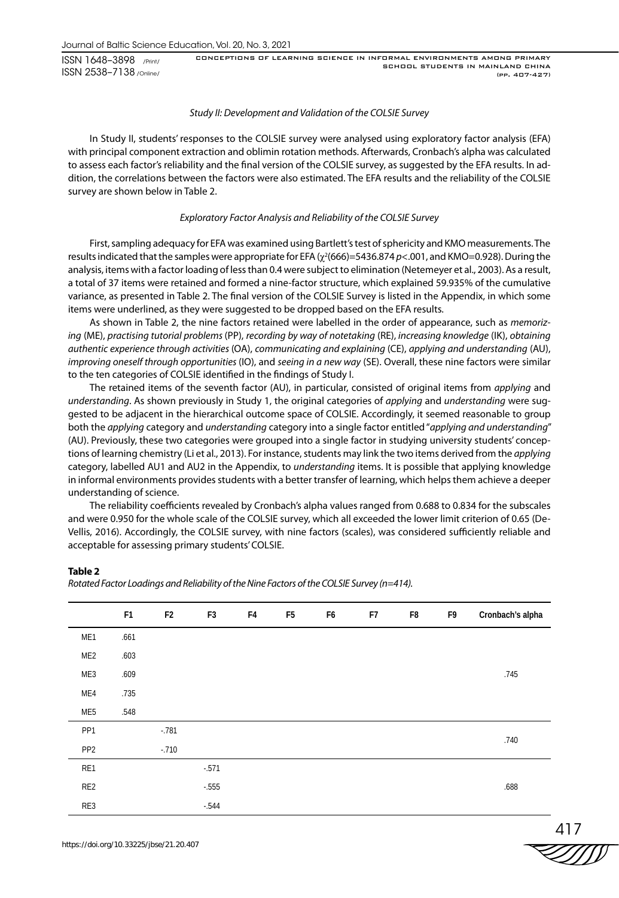*Study II: Development and Validation of the COLSIE Survey*

In Study II, students' responses to the COLSIE survey were analysed using exploratory factor analysis (EFA) with principal component extraction and oblimin rotation methods. Afterwards, Cronbach's alpha was calculated to assess each factor's reliability and the final version of the COLSIE survey, as suggested by the EFA results. In addition, the correlations between the factors were also estimated. The EFA results and the reliability of the COLSIE survey are shown below in Table 2.

*Exploratory Factor Analysis and Reliability of the COLSIE Survey*

First, sampling adequacy for EFA was examined using Bartlett's test of sphericity and KMO measurements. The results indicated that the samples were appropriate for EFA ($\chi^2(666)=5436.874$ $p<.001$, and KMO=0.928). During the analysis, items with a factor loading of less than 0.4 were subject to elimination (Netemeyer et al., 2003). As a result, a total of 37 items were retained and formed a nine-factor structure, which explained 59.935% of the cumulative variance, as presented in Table 2. The final version of the COLSIE Survey is listed in the Appendix, in which some items were underlined, as they were suggested to be dropped based on the EFA results.

As shown in Table 2, the nine factors retained were labelled in the order of appearance, such as *memorizing* (ME), *practising tutorial problems* (PP), *recording by way of notetaking* (RE), *increasing knowledge* (IK), *obtaining authentic experience through activities* (OA), *communicating and explaining* (CE), *applying and understanding* (AU), *improving oneself through opportunities* (IO), and *seeing in a new way* (SE). Overall, these nine factors were similar to the ten categories of COLSIE identified in the findings of Study I.

The retained items of the seventh factor (AU), in particular, consisted of original items from *applying* and *understanding*. As shown previously in Study 1, the original categories of *applying* and *understanding* were suggested to be adjacent in the hierarchical outcome space of COLSIE. Accordingly, it seemed reasonable to group both the *applying* category and *understanding* category into a single factor entitled "*applying and understanding*" (AU). Previously, these two categories were grouped into a single factor in studying university students' conceptions of learning chemistry (Li et al., 2013). For instance, students may link the two items derived from the *applying* category, labelled AU1 and AU2 in the Appendix, to *understanding* items. It is possible that applying knowledge in informal environments provides students with a better transfer of learning, which helps them achieve a deeper understanding of science.

The reliability coefficients revealed by Cronbach's alpha values ranged from 0.688 to 0.834 for the subscales and were 0.950 for the whole scale of the COLSIE survey, which all exceeded the lower limit criterion of 0.65 (DeVellis, 2016). Accordingly, the COLSIE survey, with nine factors (scales), was considered sufficiently reliable and acceptable for assessing primary students' COLSIE.

**Table 2**

*Rotated Factor Loadings and Reliability of the Nine Factors of the COLSIE Survey (n=414).*

| | F1 | F2 | F3 | F4 | F5 | F6 | F7 | F8 | F9 | Cronbach's alpha |
|---|---|---|---|---|---|---|---|---|---|---|
| ME1 | .661 | | | | | | | | | |
| ME2 | .603 | | | | | | | | | |
| ME3 | .609 | | | | | | | | | .745 |
| ME4 | .735 | | | | | | | | | |
| ME5 | .548 | | | | | | | | | |
| PP1 | | -.781 | | | | | | | | .740 |
| PP2 | | -.710 | | | | | | | | |
| RE1 | | | -.571 | | | | | | | |
| RE2 | | | -.555 | | | | | | | .688 |
| RE3 | | | -.544 | | | | | | | |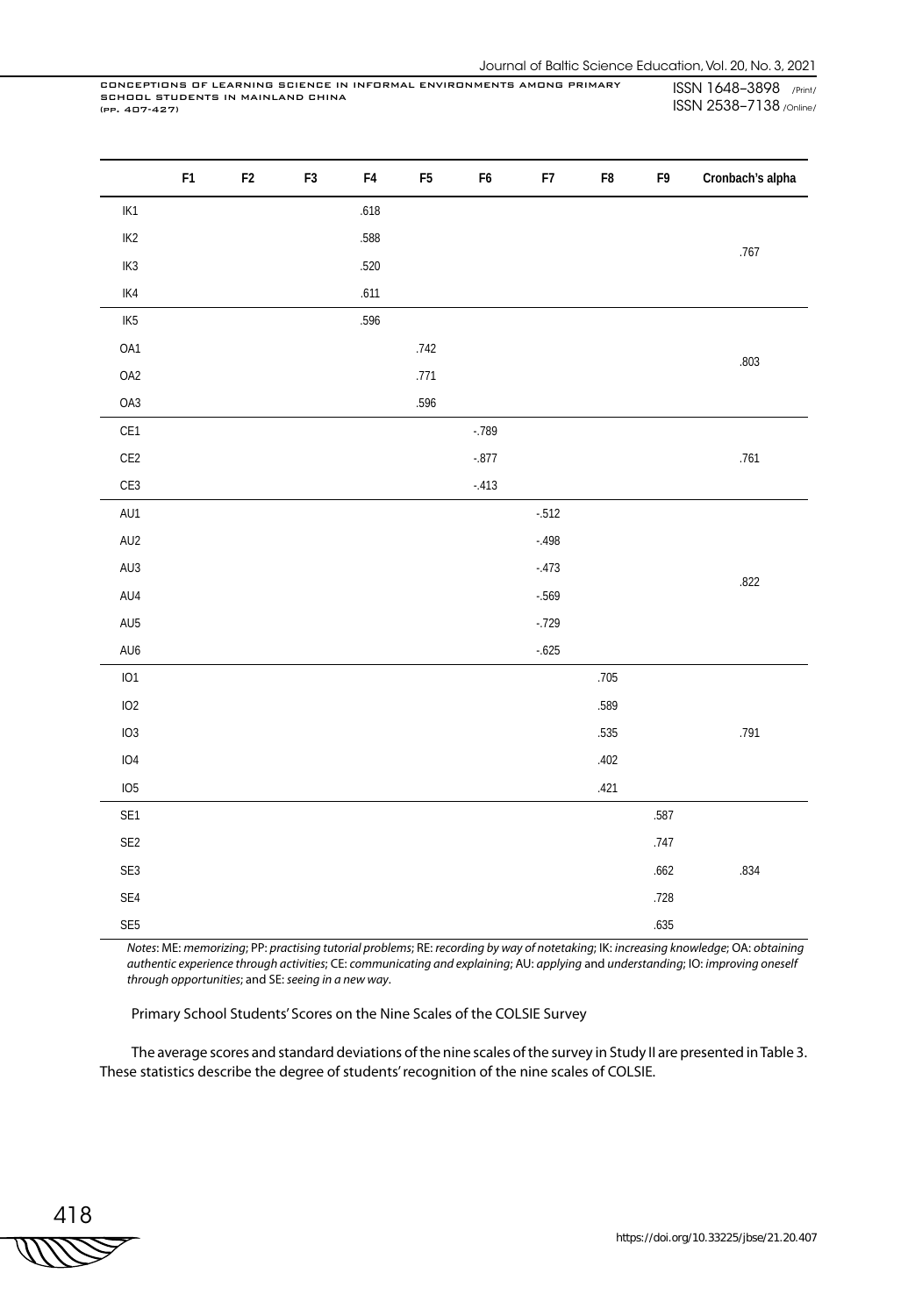| | F1 | F2 | F3 | F4 | F5 | F6 | F7 | F8 | F9 | Cronbach's alpha |
|---|---|---|---|---|---|---|---|---|---|---|
| IK1 | | | | .618 | | | | | | |
| IK2 | | | | .588 | | | | | | .767 |
| IK3 | | | | .520 | | | | | | |
| IK4 | | | | .611 | | | | | | |
| IK5 | | | | .596 | | | | | | |
| OA1 | | | | | .742 | | | | | |
| OA2 | | | | | .771 | | | | | .803 |
| OA3 | | | | | .596 | | | | | |
| CE1 | | | | | | -.789 | | | | |
| CE2 | | | | | | -.877 | | | | .761 |
| CE3 | | | | | | -.413 | | | | |
| AU1 | | | | | | | -.512 | | | |
| AU2 | | | | | | | -.498 | | | |
| AU3 | | | | | | | -.473 | | | .822 |
| AU4 | | | | | | | -.569 | | | |
| AU5 | | | | | | | -.729 | | | |
| AU6 | | | | | | | -.625 | | | |
| IO1 | | | | | | | | .705 | | |
| IO2 | | | | | | | | .589 | | |
| IO3 | | | | | | | | .535 | | .791 |
| IO4 | | | | | | | | .402 | | |
| IO5 | | | | | | | | .421 | | |
| SE1 | | | | | | | | | .587 | |
| SE2 | | | | | | | | | .747 | |
| SE3 | | | | | | | | | .662 | .834 |
| SE4 | | | | | | | | | .728 | |
| SE5 | | | | | | | | | .635 | |

*Notes*: ME: *memorizing*; PP: *practising tutorial problems*; RE: *recording by way of notetaking*; IK: *increasing knowledge*; OA: *obtaining authentic experience through activities*; CE: *communicating and explaining*; AU: *applying* and *understanding*; IO: *improving oneself through opportunities*; and SE: *seeing in a new way*.

Primary School Students' Scores on the Nine Scales of the COLSIE Survey

The average scores and standard deviations of the nine scales of the survey in Study II are presented in Table 3. These statistics describe the degree of students' recognition of the nine scales of COLSIE.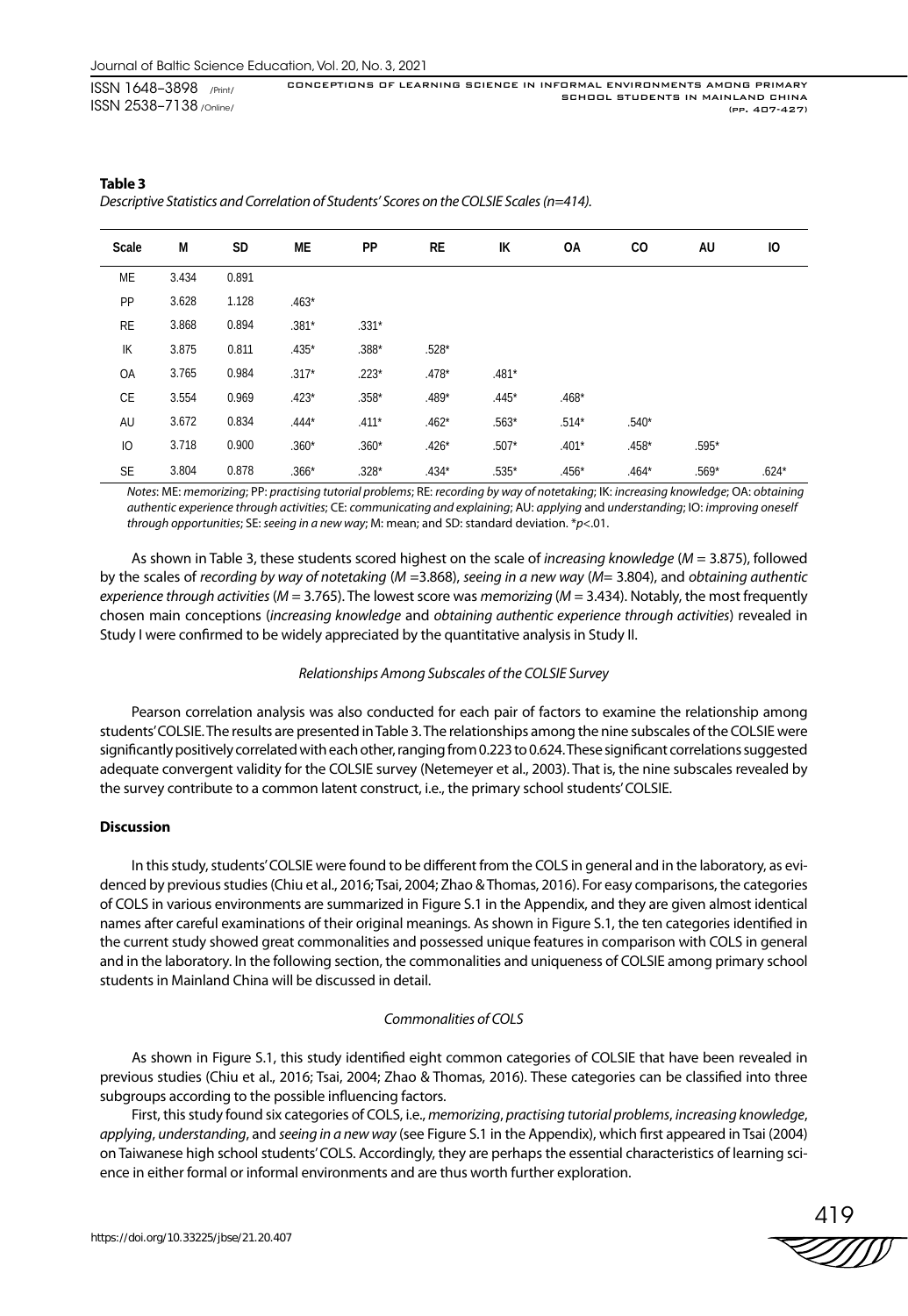**Table 3**

*Descriptive Statistics and Correlation of Students' Scores on the COLSIE Scales (n=414).*

| Scale | M | SD | ME | PP | RE | IK | OA | CO | AU | IO |
|---|---|---|---|---|---|---|---|---|---|---|
| ME | 3.434 | 0.891 | | | | | | | | |
| PP | 3.628 | 1.128 | .463* | | | | | | | |
| RE | 3.868 | 0.894 | .381* | .331* | | | | | | |
| IK | 3.875 | 0.811 | .435* | .388* | .528* | | | | | |
| OA | 3.765 | 0.984 | .317* | .223* | .478* | .481* | | | | |
| CE | 3.554 | 0.969 | .423* | .358* | .489* | .445* | .468* | | | |
| AU | 3.672 | 0.834 | .444* | .411* | .462* | .563* | .514* | .540* | | |
| IO | 3.718 | 0.900 | .360* | .360* | .426* | .507* | .401* | .458* | .595* | |
| SE | 3.804 | 0.878 | .366* | .328* | .434* | .535* | .456* | .464* | .569* | .624* |

*Notes*: ME: *memorizing*; PP: *practising tutorial problems*; RE: *recording by way of notetaking*; IK: *increasing knowledge*; OA: *obtaining authentic experience through activities*; CE: *communicating and explaining*; AU: *applying* and *understanding*; IO: *improving oneself through opportunities*; SE: *seeing in a new way*; M: mean; and SD: standard deviation. *$p$<.01.

As shown in Table 3, these students scored highest on the scale of *increasing knowledge* ($M$ = 3.875), followed by the scales of *recording by way of notetaking* ($M$ =3.868), *seeing in a new way* ($M$= 3.804), and *obtaining authentic experience through activities* ($M$ = 3.765). The lowest score was *memorizing* ($M$ = 3.434). Notably, the most frequently chosen main conceptions (*increasing knowledge* and *obtaining authentic experience through activities*) revealed in Study I were confirmed to be widely appreciated by the quantitative analysis in Study II.

*Relationships Among Subscales of the COLSIE Survey*

Pearson correlation analysis was also conducted for each pair of factors to examine the relationship among students' COLSIE. The results are presented in Table 3. The relationships among the nine subscales of the COLSIE were significantly positively correlated with each other, ranging from 0.223 to 0.624. These significant correlations suggested adequate convergent validity for the COLSIE survey (Netemeyer et al., 2003). That is, the nine subscales revealed by the survey contribute to a common latent construct, i.e., the primary school students' COLSIE.

## Discussion

In this study, students' COLSIE were found to be different from the COLS in general and in the laboratory, as evidenced by previous studies (Chiu et al., 2016; Tsai, 2004; Zhao & Thomas, 2016). For easy comparisons, the categories of COLS in various environments are summarized in Figure S.1 in the Appendix, and they are given almost identical names after careful examinations of their original meanings. As shown in Figure S.1, the ten categories identified in the current study showed great commonalities and possessed unique features in comparison with COLS in general and in the laboratory. In the following section, the commonalities and uniqueness of COLSIE among primary school students in Mainland China will be discussed in detail.

*Commonalities of COLS*

As shown in Figure S.1, this study identified eight common categories of COLSIE that have been revealed in previous studies (Chiu et al., 2016; Tsai, 2004; Zhao & Thomas, 2016). These categories can be classified into three subgroups according to the possible influencing factors.

First, this study found six categories of COLS, i.e., *memorizing*, *practising tutorial problems*, *increasing knowledge*, *applying*, *understanding*, and *seeing in a new way* (see Figure S.1 in the Appendix), which first appeared in Tsai (2004) on Taiwanese high school students' COLS. Accordingly, they are perhaps the essential characteristics of learning science in either formal or informal environments and are thus worth further exploration.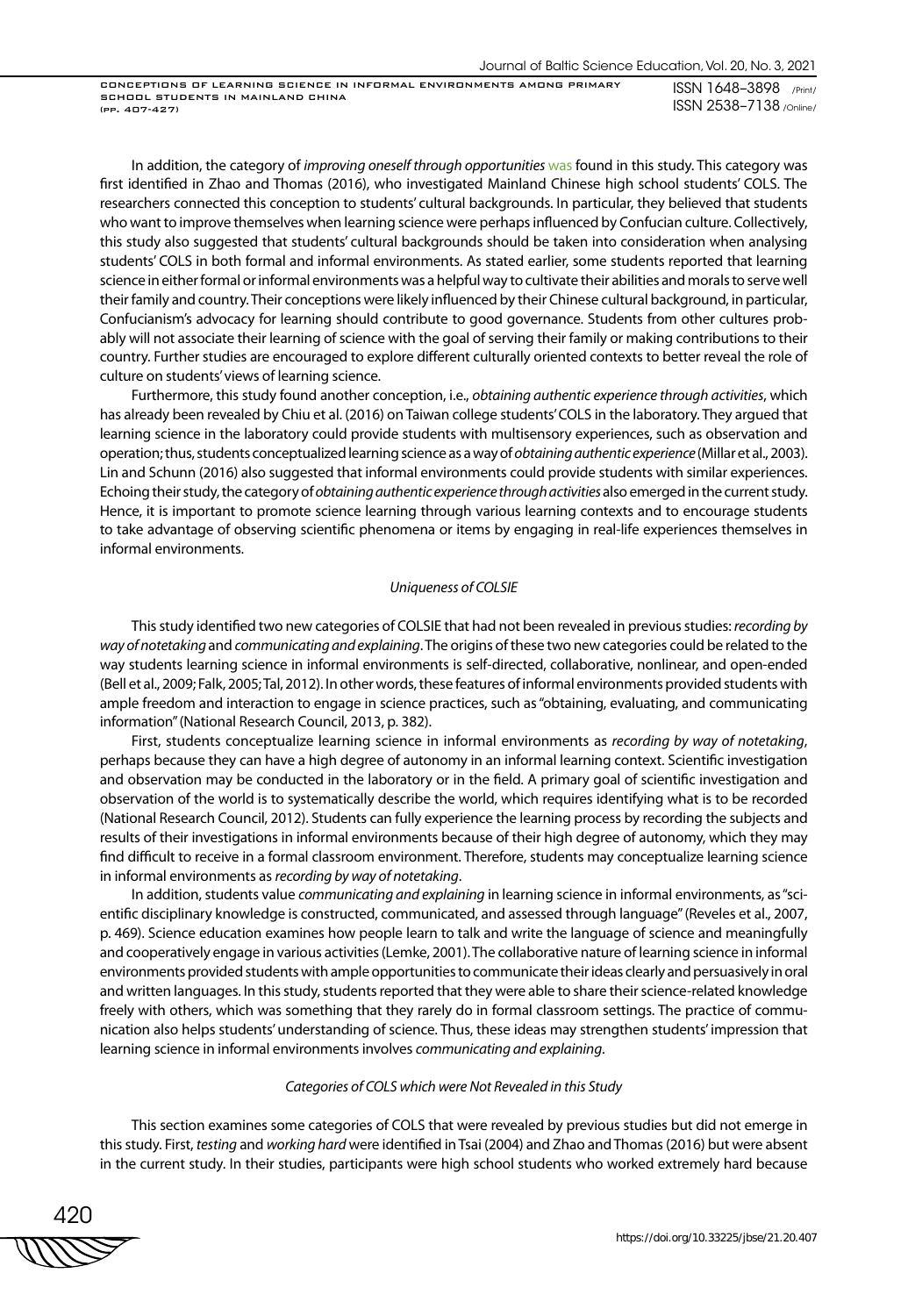In addition, the category of *improving oneself through opportunities* was found in this study. This category was first identified in Zhao and Thomas (2016), who investigated Mainland Chinese high school students' COLS. The researchers connected this conception to students' cultural backgrounds. In particular, they believed that students who want to improve themselves when learning science were perhaps influenced by Confucian culture. Collectively, this study also suggested that students' cultural backgrounds should be taken into consideration when analysing students' COLS in both formal and informal environments. As stated earlier, some students reported that learning science in either formal or informal environments was a helpful way to cultivate their abilities and morals to serve well their family and country. Their conceptions were likely influenced by their Chinese cultural background, in particular, Confucianism's advocacy for learning should contribute to good governance. Students from other cultures probably will not associate their learning of science with the goal of serving their family or making contributions to their country. Further studies are encouraged to explore different culturally oriented contexts to better reveal the role of culture on students' views of learning science.

Furthermore, this study found another conception, i.e., *obtaining authentic experience through activities*, which has already been revealed by Chiu et al. (2016) on Taiwan college students' COLS in the laboratory. They argued that learning science in the laboratory could provide students with multisensory experiences, such as observation and operation; thus, students conceptualized learning science as a way of *obtaining authentic experience* (Millar et al., 2003). Lin and Schunn (2016) also suggested that informal environments could provide students with similar experiences. Echoing their study, the category of *obtaining authentic experience through activities* also emerged in the current study. Hence, it is important to promote science learning through various learning contexts and to encourage students to take advantage of observing scientific phenomena or items by engaging in real-life experiences themselves in informal environments.

*Uniqueness of COLSIE*

This study identified two new categories of COLSIE that had not been revealed in previous studies: *recording by way of notetaking* and *communicating and explaining*. The origins of these two new categories could be related to the way students learning science in informal environments is self-directed, collaborative, nonlinear, and open-ended (Bell et al., 2009; Falk, 2005; Tal, 2012). In other words, these features of informal environments provided students with ample freedom and interaction to engage in science practices, such as "obtaining, evaluating, and communicating information" (National Research Council, 2013, p. 382).

First, students conceptualize learning science in informal environments as *recording by way of notetaking*, perhaps because they can have a high degree of autonomy in an informal learning context. Scientific investigation and observation may be conducted in the laboratory or in the field. A primary goal of scientific investigation and observation of the world is to systematically describe the world, which requires identifying what is to be recorded (National Research Council, 2012). Students can fully experience the learning process by recording the subjects and results of their investigations in informal environments because of their high degree of autonomy, which they may find difficult to receive in a formal classroom environment. Therefore, students may conceptualize learning science in informal environments as *recording by way of notetaking*.

In addition, students value *communicating and explaining* in learning science in informal environments, as "scientific disciplinary knowledge is constructed, communicated, and assessed through language" (Reveles et al., 2007, p. 469). Science education examines how people learn to talk and write the language of science and meaningfully and cooperatively engage in various activities (Lemke, 2001). The collaborative nature of learning science in informal environments provided students with ample opportunities to communicate their ideas clearly and persuasively in oral and written languages. In this study, students reported that they were able to share their science-related knowledge freely with others, which was something that they rarely do in formal classroom settings. The practice of communication also helps students' understanding of science. Thus, these ideas may strengthen students' impression that learning science in informal environments involves *communicating and explaining*.

*Categories of COLS which were Not Revealed in this Study*

This section examines some categories of COLS that were revealed by previous studies but did not emerge in this study. First, *testing* and *working hard* were identified in Tsai (2004) and Zhao and Thomas (2016) but were absent in the current study. In their studies, participants were high school students who worked extremely hard because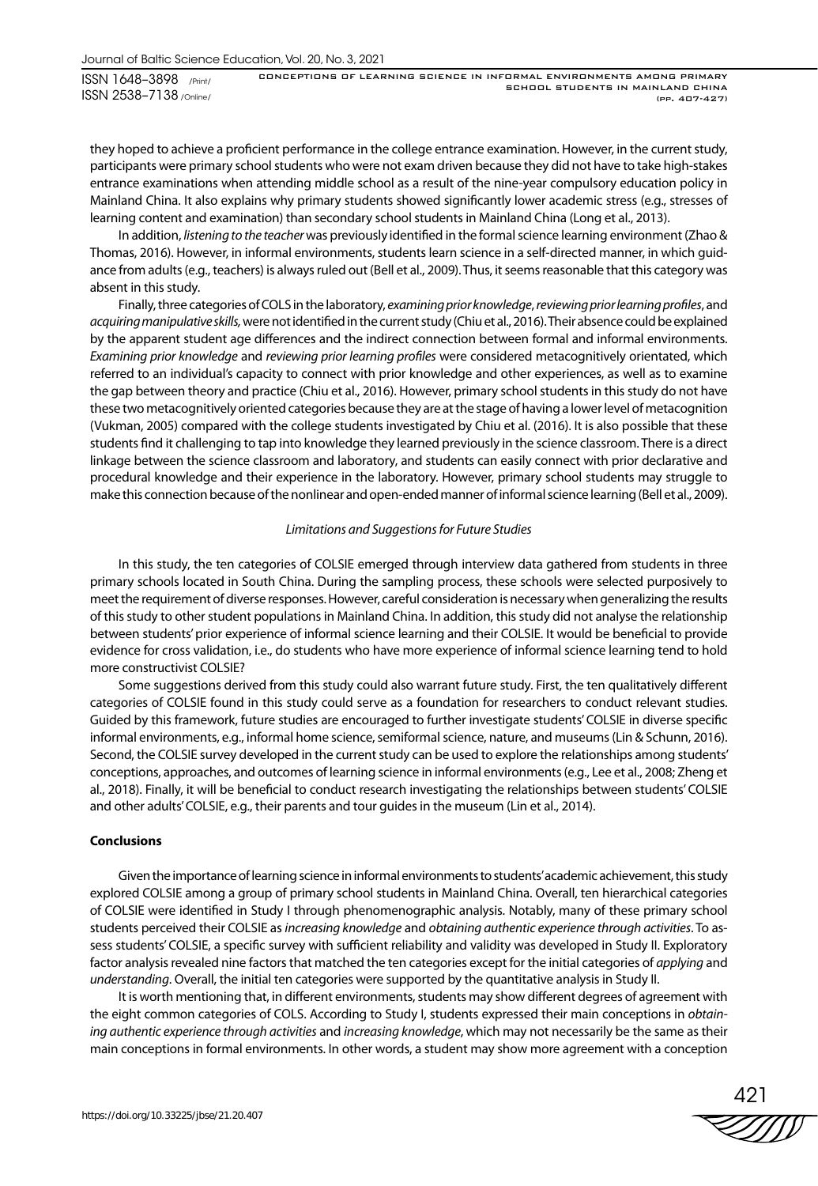they hoped to achieve a proficient performance in the college entrance examination. However, in the current study, participants were primary school students who were not exam driven because they did not have to take high-stakes entrance examinations when attending middle school as a result of the nine-year compulsory education policy in Mainland China. It also explains why primary students showed significantly lower academic stress (e.g., stresses of learning content and examination) than secondary school students in Mainland China (Long et al., 2013).

In addition, *listening to the teacher* was previously identified in the formal science learning environment (Zhao & Thomas, 2016). However, in informal environments, students learn science in a self-directed manner, in which guidance from adults (e.g., teachers) is always ruled out (Bell et al., 2009). Thus, it seems reasonable that this category was absent in this study.

Finally, three categories of COLS in the laboratory, *examining prior knowledge*, *reviewing prior learning profiles*, and *acquiring manipulative skills,* were not identified in the current study (Chiu et al., 2016). Their absence could be explained by the apparent student age differences and the indirect connection between formal and informal environments. *Examining prior knowledge* and *reviewing prior learning profiles* were considered metacognitively orientated, which referred to an individual's capacity to connect with prior knowledge and other experiences, as well as to examine the gap between theory and practice (Chiu et al., 2016). However, primary school students in this study do not have these two metacognitively oriented categories because they are at the stage of having a lower level of metacognition (Vukman, 2005) compared with the college students investigated by Chiu et al. (2016). It is also possible that these students find it challenging to tap into knowledge they learned previously in the science classroom. There is a direct linkage between the science classroom and laboratory, and students can easily connect with prior declarative and procedural knowledge and their experience in the laboratory. However, primary school students may struggle to make this connection because of the nonlinear and open-ended manner of informal science learning (Bell et al., 2009).

*Limitations and Suggestions for Future Studies*

In this study, the ten categories of COLSIE emerged through interview data gathered from students in three primary schools located in South China. During the sampling process, these schools were selected purposively to meet the requirement of diverse responses. However, careful consideration is necessary when generalizing the results of this study to other student populations in Mainland China. In addition, this study did not analyse the relationship between students' prior experience of informal science learning and their COLSIE. It would be beneficial to provide evidence for cross validation, i.e., do students who have more experience of informal science learning tend to hold more constructivist COLSIE?

Some suggestions derived from this study could also warrant future study. First, the ten qualitatively different categories of COLSIE found in this study could serve as a foundation for researchers to conduct relevant studies. Guided by this framework, future studies are encouraged to further investigate students' COLSIE in diverse specific informal environments, e.g., informal home science, semiformal science, nature, and museums (Lin & Schunn, 2016). Second, the COLSIE survey developed in the current study can be used to explore the relationships among students' conceptions, approaches, and outcomes of learning science in informal environments (e.g., Lee et al., 2008; Zheng et al., 2018). Finally, it will be beneficial to conduct research investigating the relationships between students' COLSIE and other adults' COLSIE, e.g., their parents and tour guides in the museum (Lin et al., 2014).

## Conclusions

Given the importance of learning science in informal environments to students' academic achievement, this study explored COLSIE among a group of primary school students in Mainland China. Overall, ten hierarchical categories of COLSIE were identified in Study I through phenomenographic analysis. Notably, many of these primary school students perceived their COLSIE as *increasing knowledge* and *obtaining authentic experience through activities*. To assess students' COLSIE, a specific survey with sufficient reliability and validity was developed in Study II. Exploratory factor analysis revealed nine factors that matched the ten categories except for the initial categories of *applying* and *understanding*. Overall, the initial ten categories were supported by the quantitative analysis in Study II.

It is worth mentioning that, in different environments, students may show different degrees of agreement with the eight common categories of COLS. According to Study I, students expressed their main conceptions in *obtaining authentic experience through activities* and *increasing knowledge*, which may not necessarily be the same as their main conceptions in formal environments. In other words, a student may show more agreement with a conception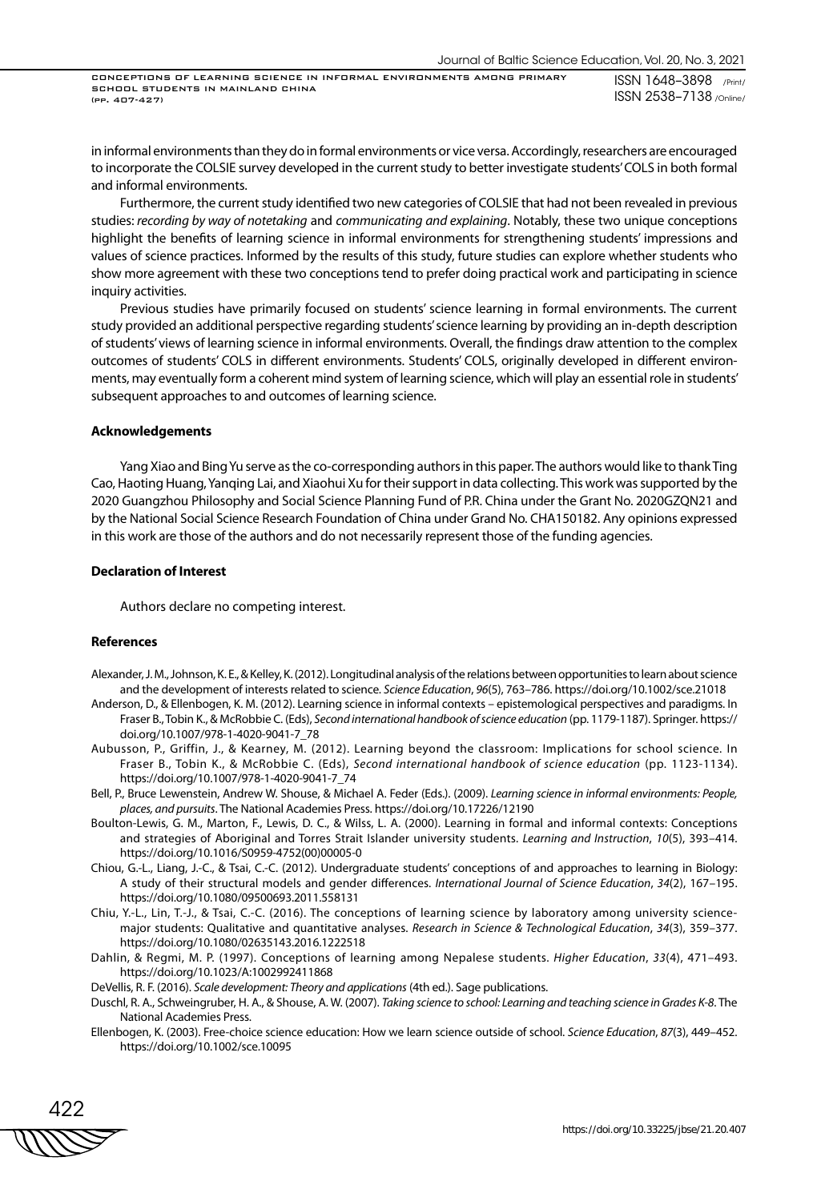in informal environments than they do in formal environments or vice versa. Accordingly, researchers are encouraged to incorporate the COLSIE survey developed in the current study to better investigate students' COLS in both formal and informal environments.

Furthermore, the current study identified two new categories of COLSIE that had not been revealed in previous studies: *recording by way of notetaking* and *communicating and explaining*. Notably, these two unique conceptions highlight the benefits of learning science in informal environments for strengthening students' impressions and values of science practices. Informed by the results of this study, future studies can explore whether students who show more agreement with these two conceptions tend to prefer doing practical work and participating in science inquiry activities.

Previous studies have primarily focused on students' science learning in formal environments. The current study provided an additional perspective regarding students' science learning by providing an in-depth description of students' views of learning science in informal environments. Overall, the findings draw attention to the complex outcomes of students' COLS in different environments. Students' COLS, originally developed in different environments, may eventually form a coherent mind system of learning science, which will play an essential role in students' subsequent approaches to and outcomes of learning science.

### Acknowledgements

Yang Xiao and Bing Yu serve as the co-corresponding authors in this paper. The authors would like to thank Ting Cao, Haoting Huang, Yanqing Lai, and Xiaohui Xu for their support in data collecting. This work was supported by the 2020 Guangzhou Philosophy and Social Science Planning Fund of P.R. China under the Grant No. 2020GZQN21 and by the National Social Science Research Foundation of China under Grand No. CHA150182. Any opinions expressed in this work are those of the authors and do not necessarily represent those of the funding agencies.

### Declaration of Interest

Authors declare no competing interest.

### References

Alexander, J. M., Johnson, K. E., & Kelley, K. (2012). Longitudinal analysis of the relations between opportunities to learn about science and the development of interests related to science. *Science Education*, *96*(5), 763–786. https://doi.org/10.1002/sce.21018

Anderson, D., & Ellenbogen, K. M. (2012). Learning science in informal contexts – epistemological perspectives and paradigms. In Fraser B., Tobin K., & McRobbie C. (Eds), *Second international handbook of science education* (pp. 1179-1187). Springer. https://doi.org/10.1007/978-1-4020-9041-7_78

Aubusson, P., Griffin, J., & Kearney, M. (2012). Learning beyond the classroom: Implications for school science. In Fraser B., Tobin K., & McRobbie C. (Eds), *Second international handbook of science education* (pp. 1123-1134). https://doi.org/10.1007/978-1-4020-9041-7_74

Bell, P., Bruce Lewenstein, Andrew W. Shouse, & Michael A. Feder (Eds.). (2009). *Learning science in informal environments: People, places, and pursuits*. The National Academies Press. https://doi.org/10.17226/12190

Boulton-Lewis, G. M., Marton, F., Lewis, D. C., & Wilss, L. A. (2000). Learning in formal and informal contexts: Conceptions and strategies of Aboriginal and Torres Strait Islander university students. *Learning and Instruction*, *10*(5), 393–414. https://doi.org/10.1016/S0959-4752(00)00005-0

Chiou, G.-L., Liang, J.-C., & Tsai, C.-C. (2012). Undergraduate students' conceptions of and approaches to learning in Biology: A study of their structural models and gender differences. *International Journal of Science Education*, *34*(2), 167–195. https://doi.org/10.1080/09500693.2011.558131

Chiu, Y.-L., Lin, T.-J., & Tsai, C.-C. (2016). The conceptions of learning science by laboratory among university science-major students: Qualitative and quantitative analyses. *Research in Science & Technological Education*, *34*(3), 359–377. https://doi.org/10.1080/02635143.2016.1222518

Dahlin, & Regmi, M. P. (1997). Conceptions of learning among Nepalese students. *Higher Education*, *33*(4), 471–493. https://doi.org/10.1023/A:1002992411868

DeVellis, R. F. (2016). *Scale development: Theory and applications* (4th ed.). Sage publications.

Duschl, R. A., Schweingruber, H. A., & Shouse, A. W. (2007). *Taking science to school: Learning and teaching science in Grades K-8*. The National Academies Press.

Ellenbogen, K. (2003). Free-choice science education: How we learn science outside of school. *Science Education*, *87*(3), 449–452. https://doi.org/10.1002/sce.10095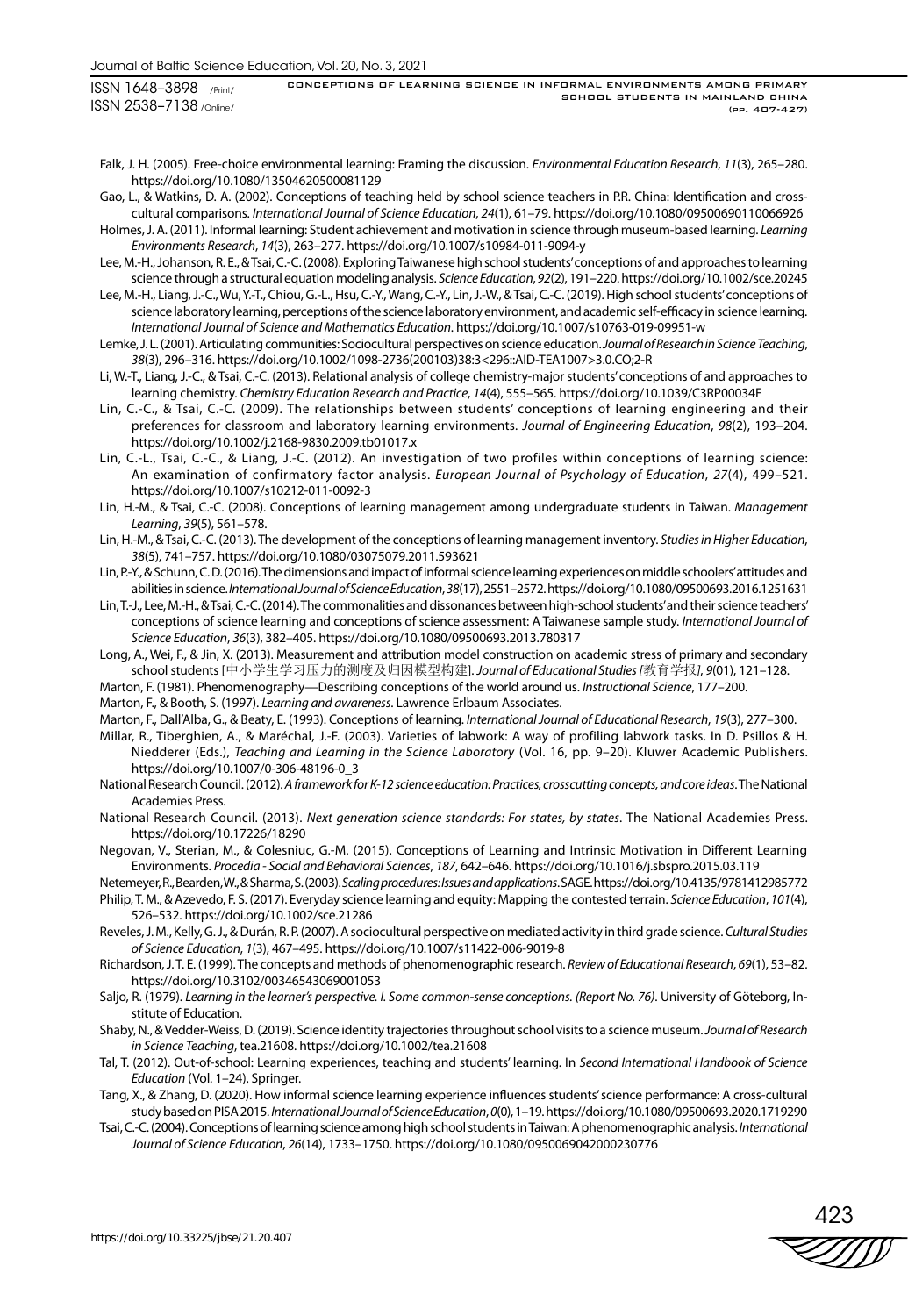Falk, J. H. (2005). Free-choice environmental learning: Framing the discussion. *Environmental Education Research*, *11*(3), 265–280. https://doi.org/10.1080/13504620500081129

Gao, L., & Watkins, D. A. (2002). Conceptions of teaching held by school science teachers in P.R. China: Identification and cross-cultural comparisons. *International Journal of Science Education*, *24*(1), 61–79. https://doi.org/10.1080/09500690110066926

Holmes, J. A. (2011). Informal learning: Student achievement and motivation in science through museum-based learning. *Learning Environments Research*, *14*(3), 263–277. https://doi.org/10.1007/s10984-011-9094-y

Lee, M.-H., Johanson, R. E., & Tsai, C.-C. (2008). Exploring Taiwanese high school students' conceptions of and approaches to learning science through a structural equation modeling analysis. *Science Education*, *92*(2), 191–220. https://doi.org/10.1002/sce.20245

Lee, M.-H., Liang, J.-C., Wu, Y.-T., Chiou, G.-L., Hsu, C.-Y., Wang, C.-Y., Lin, J.-W., & Tsai, C.-C. (2019). High school students' conceptions of science laboratory learning, perceptions of the science laboratory environment, and academic self-efficacy in science learning. *International Journal of Science and Mathematics Education*. https://doi.org/10.1007/s10763-019-09951-w

Lemke, J. L. (2001). Articulating communities: Sociocultural perspectives on science education. *Journal of Research in Science Teaching*, *38*(3), 296–316. https://doi.org/10.1002/1098-2736(200103)38:3<296::AID-TEA1007>3.0.CO;2-R

Li, W.-T., Liang, J.-C., & Tsai, C.-C. (2013). Relational analysis of college chemistry-major students' conceptions of and approaches to learning chemistry. *Chemistry Education Research and Practice*, *14*(4), 555–565. https://doi.org/10.1039/C3RP00034F

Lin, C.-C., & Tsai, C.-C. (2009). The relationships between students' conceptions of learning engineering and their preferences for classroom and laboratory learning environments. *Journal of Engineering Education*, *98*(2), 193–204. https://doi.org/10.1002/j.2168-9830.2009.tb01017.x

Lin, C.-L., Tsai, C.-C., & Liang, J.-C. (2012). An investigation of two profiles within conceptions of learning science: An examination of confirmatory factor analysis. *European Journal of Psychology of Education*, *27*(4), 499–521. https://doi.org/10.1007/s10212-011-0092-3

Lin, H.-M., & Tsai, C.-C. (2008). Conceptions of learning management among undergraduate students in Taiwan. *Management Learning*, *39*(5), 561–578.

Lin, H.-M., & Tsai, C.-C. (2013). The development of the conceptions of learning management inventory. *Studies in Higher Education*, *38*(5), 741–757. https://doi.org/10.1080/03075079.2011.593621

Lin, P.-Y., & Schunn, C. D. (2016). The dimensions and impact of informal science learning experiences on middle schoolers' attitudes and abilities in science. *International Journal of Science Education*, *38*(17), 2551–2572. https://doi.org/10.1080/09500693.2016.1251631

Lin, T.-J., Lee, M.-H., & Tsai, C.-C. (2014). The commonalities and dissonances between high-school students' and their science teachers' conceptions of science learning and conceptions of science assessment: A Taiwanese sample study. *International Journal of Science Education*, *36*(3), 382–405. https://doi.org/10.1080/09500693.2013.780317

Long, A., Wei, F., & Jin, X. (2013). Measurement and attribution model construction on academic stress of primary and secondary school students [中小学生学习压力的测度及归因模型构建]. *Journal of Educational Studies [教育学报]*, *9*(01), 121–128.

Marton, F. (1981). Phenomenography—Describing conceptions of the world around us. *Instructional Science*, 177–200.

Marton, F., & Booth, S. (1997). *Learning and awareness*. Lawrence Erlbaum Associates.

Marton, F., Dall'Alba, G., & Beaty, E. (1993). Conceptions of learning. *International Journal of Educational Research*, *19*(3), 277–300.

Millar, R., Tiberghien, A., & Maréchal, J.-F. (2003). Varieties of labwork: A way of profiling labwork tasks. In D. Psillos & H. Niedderer (Eds.), *Teaching and Learning in the Science Laboratory* (Vol. 16, pp. 9–20). Kluwer Academic Publishers. https://doi.org/10.1007/0-306-48196-0_3

National Research Council. (2012). *A framework for K-12 science education: Practices, crosscutting concepts, and core ideas*. The National Academies Press.

National Research Council. (2013). *Next generation science standards: For states, by states*. The National Academies Press. https://doi.org/10.17226/18290

Negovan, V., Sterian, M., & Colesniuc, G.-M. (2015). Conceptions of Learning and Intrinsic Motivation in Different Learning Environments. *Procedia - Social and Behavioral Sciences*, *187*, 642–646. https://doi.org/10.1016/j.sbspro.2015.03.119

Netemeyer, R., Bearden, W., & Sharma, S. (2003). *Scaling procedures: Issues and applications*. SAGE. https://doi.org/10.4135/9781412985772

Philip, T. M., & Azevedo, F. S. (2017). Everyday science learning and equity: Mapping the contested terrain. *Science Education*, *101*(4), 526–532. https://doi.org/10.1002/sce.21286

Reveles, J. M., Kelly, G. J., & Durán, R. P. (2007). A sociocultural perspective on mediated activity in third grade science. *Cultural Studies of Science Education*, *1*(3), 467–495. https://doi.org/10.1007/s11422-006-9019-8

Richardson, J. T. E. (1999). The concepts and methods of phenomenographic research. *Review of Educational Research*, *69*(1), 53–82. https://doi.org/10.3102/00346543069001053

Saljo, R. (1979). *Learning in the learner's perspective. I. Some common-sense conceptions. (Report No. 76)*. University of Göteborg, Institute of Education.

Shaby, N., & Vedder-Weiss, D. (2019). Science identity trajectories throughout school visits to a science museum. *Journal of Research in Science Teaching*, tea.21608. https://doi.org/10.1002/tea.21608

Tal, T. (2012). Out-of-school: Learning experiences, teaching and students' learning. In *Second International Handbook of Science Education* (Vol. 1–24). Springer.

Tang, X., & Zhang, D. (2020). How informal science learning experience influences students' science performance: A cross-cultural study based on PISA 2015. *International Journal of Science Education*, *0*(0), 1–19. https://doi.org/10.1080/09500693.2020.1719290

Tsai, C.-C. (2004). Conceptions of learning science among high school students in Taiwan: A phenomenographic analysis. *International Journal of Science Education*, *26*(14), 1733–1750. https://doi.org/10.1080/0950069042000230776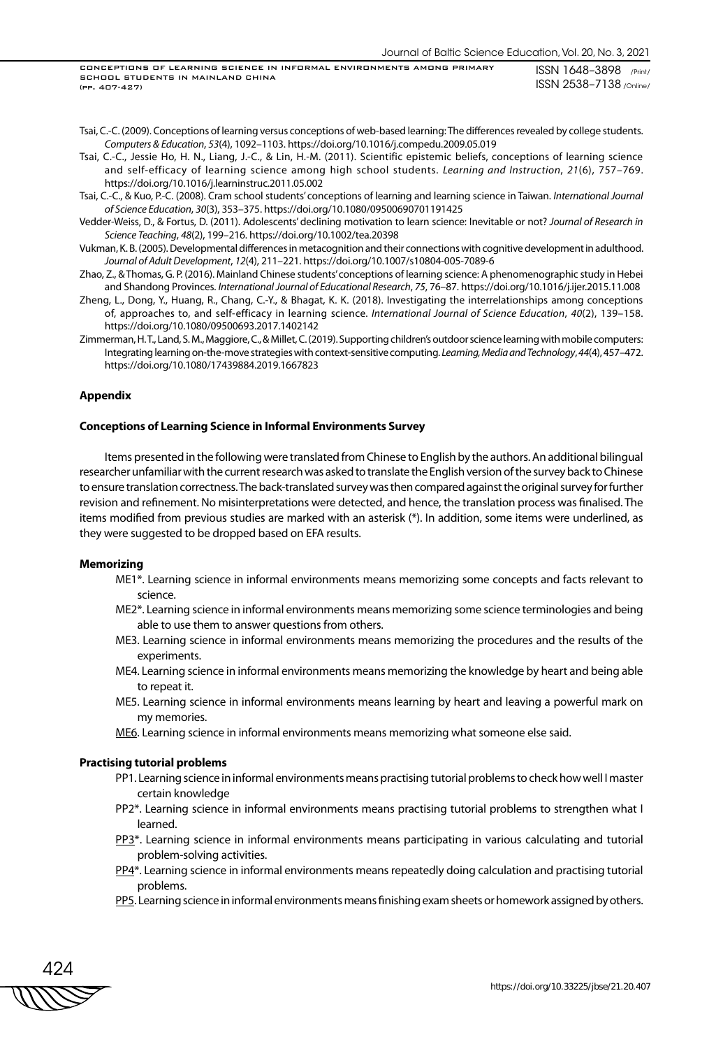Tsai, C.-C. (2009). Conceptions of learning versus conceptions of web-based learning: The differences revealed by college students. *Computers & Education*, *53*(4), 1092–1103. https://doi.org/10.1016/j.compedu.2009.05.019

Tsai, C.-C., Jessie Ho, H. N., Liang, J.-C., & Lin, H.-M. (2011). Scientific epistemic beliefs, conceptions of learning science and self-efficacy of learning science among high school students. *Learning and Instruction*, *21*(6), 757–769. https://doi.org/10.1016/j.learninstruc.2011.05.002

Tsai, C.-C., & Kuo, P.-C. (2008). Cram school students' conceptions of learning and learning science in Taiwan. *International Journal of Science Education*, *30*(3), 353–375. https://doi.org/10.1080/09500690701191425

Vedder-Weiss, D., & Fortus, D. (2011). Adolescents' declining motivation to learn science: Inevitable or not? *Journal of Research in Science Teaching*, *48*(2), 199–216. https://doi.org/10.1002/tea.20398

Vukman, K. B. (2005). Developmental differences in metacognition and their connections with cognitive development in adulthood. *Journal of Adult Development*, *12*(4), 211–221. https://doi.org/10.1007/s10804-005-7089-6

Zhao, Z., & Thomas, G. P. (2016). Mainland Chinese students' conceptions of learning science: A phenomenographic study in Hebei and Shandong Provinces. *International Journal of Educational Research*, *75*, 76–87. https://doi.org/10.1016/j.ijer.2015.11.008

Zheng, L., Dong, Y., Huang, R., Chang, C.-Y., & Bhagat, K. K. (2018). Investigating the interrelationships among conceptions of, approaches to, and self-efficacy in learning science. *International Journal of Science Education*, *40*(2), 139–158. https://doi.org/10.1080/09500693.2017.1402142

Zimmerman, H. T., Land, S. M., Maggiore, C., & Millet, C. (2019). Supporting children's outdoor science learning with mobile computers: Integrating learning on-the-move strategies with context-sensitive computing. *Learning, Media and Technology*, *44*(4), 457–472. https://doi.org/10.1080/17439884.2019.1667823

## Appendix

### Conceptions of Learning Science in Informal Environments Survey

Items presented in the following were translated from Chinese to English by the authors. An additional bilingual researcher unfamiliar with the current research was asked to translate the English version of the survey back to Chinese to ensure translation correctness. The back-translated survey was then compared against the original survey for further revision and refinement. No misinterpretations were detected, and hence, the translation process was finalised. The items modified from previous studies are marked with an asterisk (*). In addition, some items were underlined, as they were suggested to be dropped based on EFA results.

#### Memorizing

ME1*. Learning science in informal environments means memorizing some concepts and facts relevant to science.

ME2*. Learning science in informal environments means memorizing some science terminologies and being able to use them to answer questions from others.

ME3. Learning science in informal environments means memorizing the procedures and the results of the experiments.

ME4. Learning science in informal environments means memorizing the knowledge by heart and being able to repeat it.

ME5. Learning science in informal environments means learning by heart and leaving a powerful mark on my memories.

<u>ME6</u>. Learning science in informal environments means memorizing what someone else said.

#### Practising tutorial problems

PP1. Learning science in informal environments means practising tutorial problems to check how well I master certain knowledge

PP2*. Learning science in informal environments means practising tutorial problems to strengthen what I learned.

<u>PP3</u>*. Learning science in informal environments means participating in various calculating and tutorial problem-solving activities.

<u>PP4</u>*. Learning science in informal environments means repeatedly doing calculation and practising tutorial problems.

<u>PP5</u>. Learning science in informal environments means finishing exam sheets or homework assigned by others.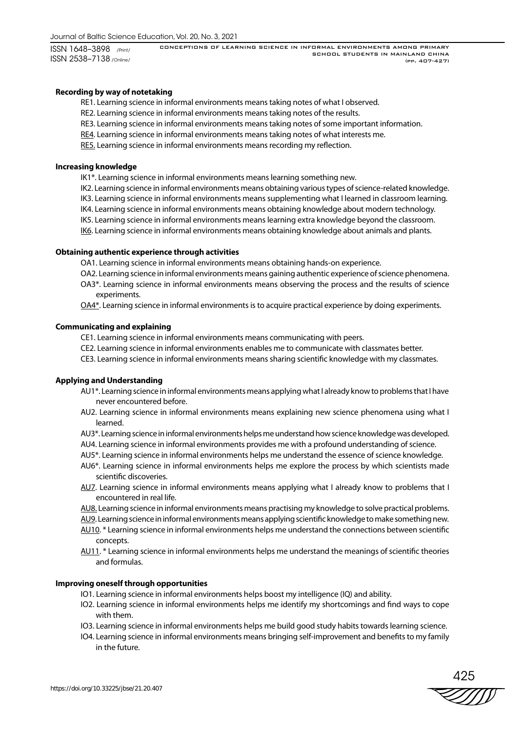**Recording by way of notetaking**

RE1. Learning science in informal environments means taking notes of what I observed.

RE2. Learning science in informal environments means taking notes of the results.

RE3. Learning science in informal environments means taking notes of some important information.

RE4. Learning science in informal environments means taking notes of what interests me.

RE5. Learning science in informal environments means recording my reflection.

**Increasing knowledge**

IK1*. Learning science in informal environments means learning something new.

IK2. Learning science in informal environments means obtaining various types of science-related knowledge.

IK3. Learning science in informal environments means supplementing what I learned in classroom learning.

IK4. Learning science in informal environments means obtaining knowledge about modern technology.

IK5. Learning science in informal environments means learning extra knowledge beyond the classroom.

IK6. Learning science in informal environments means obtaining knowledge about animals and plants.

**Obtaining authentic experience through activities**

OA1. Learning science in informal environments means obtaining hands-on experience.

OA2. Learning science in informal environments means gaining authentic experience of science phenomena.

OA3*. Learning science in informal environments means observing the process and the results of science experiments.

OA4*. Learning science in informal environments is to acquire practical experience by doing experiments.

**Communicating and explaining**

CE1. Learning science in informal environments means communicating with peers.

CE2. Learning science in informal environments enables me to communicate with classmates better.

CE3. Learning science in informal environments means sharing scientific knowledge with my classmates.

**Applying and Understanding**

AU1*. Learning science in informal environments means applying what I already know to problems that I have never encountered before.

AU2. Learning science in informal environments means explaining new science phenomena using what I learned.

AU3*. Learning science in informal environments helps me understand how science knowledge was developed.

AU4. Learning science in informal environments provides me with a profound understanding of science.

AU5*. Learning science in informal environments helps me understand the essence of science knowledge.

AU6*. Learning science in informal environments helps me explore the process by which scientists made scientific discoveries.

AU7. Learning science in informal environments means applying what I already know to problems that I encountered in real life.

AU8. Learning science in informal environments means practising my knowledge to solve practical problems.

AU9. Learning science in informal environments means applying scientific knowledge to make something new.

AU10. * Learning science in informal environments helps me understand the connections between scientific concepts.

AU11. * Learning science in informal environments helps me understand the meanings of scientific theories and formulas.

**Improving oneself through opportunities**

IO1. Learning science in informal environments helps boost my intelligence (IQ) and ability.

IO2. Learning science in informal environments helps me identify my shortcomings and find ways to cope with them.

IO3. Learning science in informal environments helps me build good study habits towards learning science.

IO4. Learning science in informal environments means bringing self-improvement and benefits to my family in the future.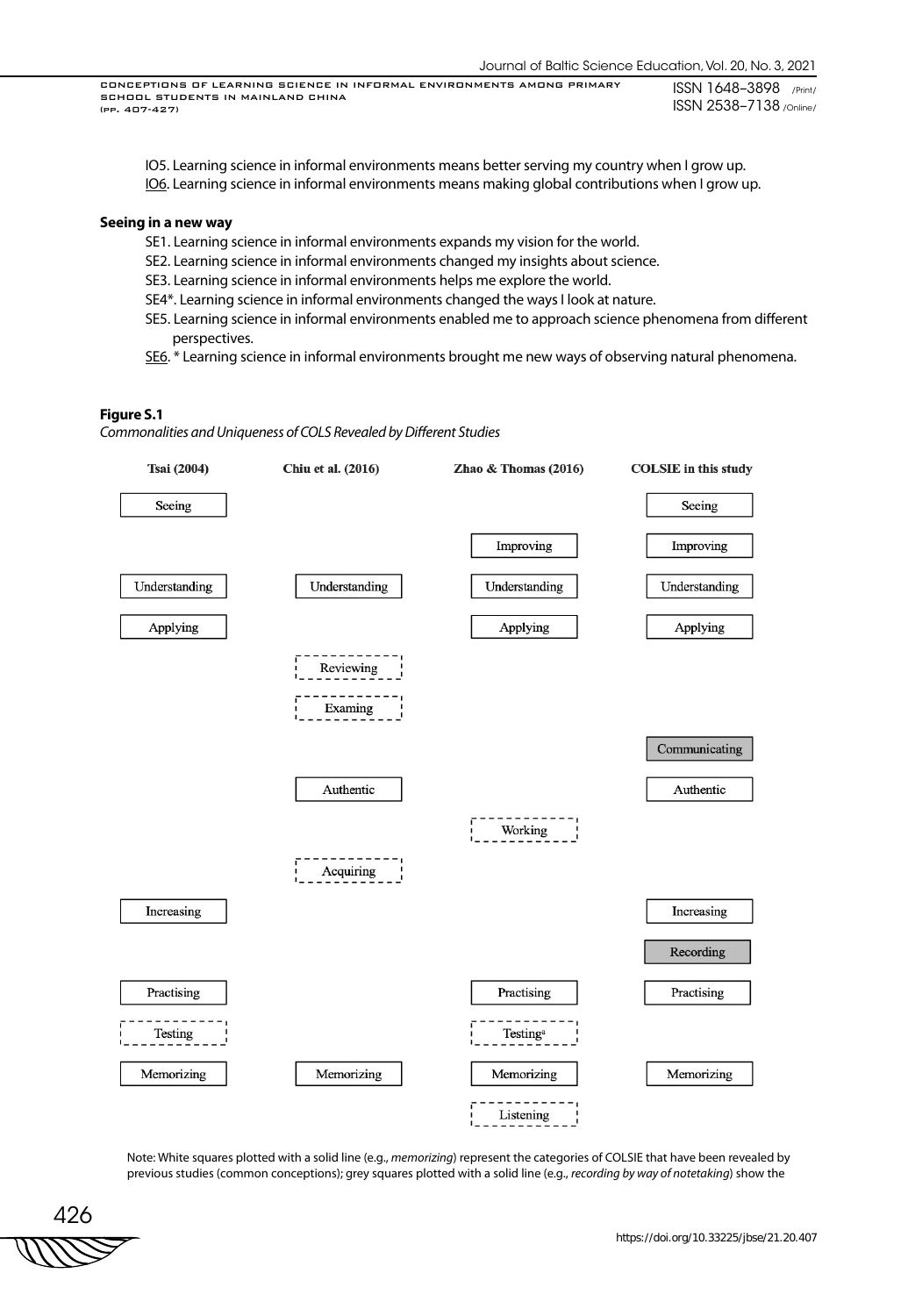IO5. Learning science in informal environments means better serving my country when I grow up.

IO6. Learning science in informal environments means making global contributions when I grow up.

**Seeing in a new way**

SE1. Learning science in informal environments expands my vision for the world.

SE2. Learning science in informal environments changed my insights about science.

SE3. Learning science in informal environments helps me explore the world.

SE4*. Learning science in informal environments changed the ways I look at nature.

SE5. Learning science in informal environments enabled me to approach science phenomena from different perspectives.

SE6. * Learning science in informal environments brought me new ways of observing natural phenomena.

**Figure S.1**

*Commonalities and Uniqueness of COLS Revealed by Different Studies*

| Tsai (2004) | Chiu et al. (2016) | Zhao & Thomas (2016) | COLSIE in this study |
|---|---|---|---|
| Seeing | | | Seeing |
| | | Improving | Improving |
| Understanding | Understanding | Understanding | Understanding |
| Applying | | Applying | Applying |
| | Reviewing | | |
| | Examing | | |
| | | | Communicating |
| | Authentic | | Authentic |
| | | Working | |
| | Acquiring | | |
| Increasing | | | Increasing |
| | | | Recording |
| Practising | | Practising | Practising |
| Testing | | Testing[a] | |
| Memorizing | Memorizing | Memorizing | Memorizing |
| | | Listening | |

Note: White squares plotted with a solid line (e.g., *memorizing*) represent the categories of COLSIE that have been revealed by previous studies (common conceptions); grey squares plotted with a solid line (e.g., *recording by way of notetaking*) show the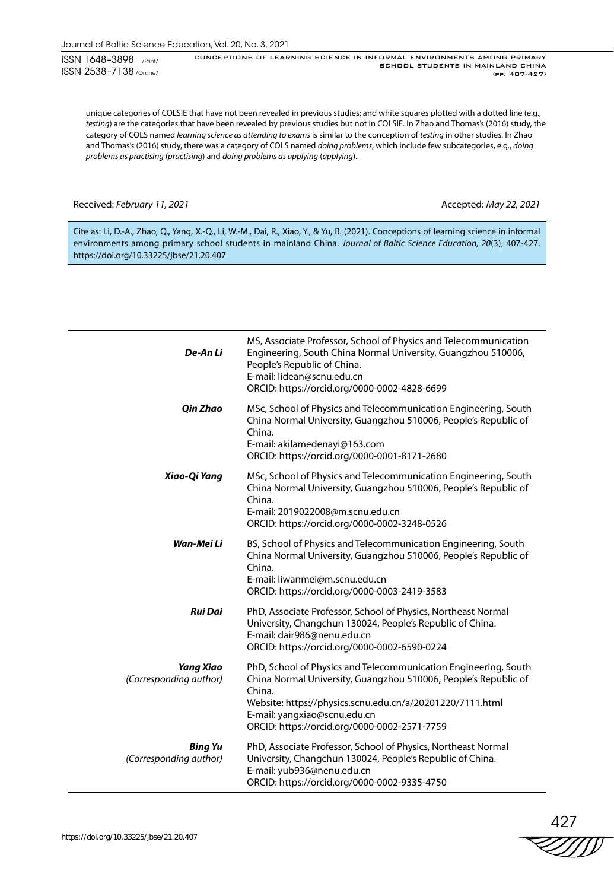unique categories of COLSIE that have not been revealed in previous studies; and white squares plotted with a dotted line (e.g., *testing*) are the categories that have been revealed by previous studies but not in COLSIE. In Zhao and Thomas's (2016) study, the category of COLS named *learning science as attending to exams* is similar to the conception of *testing* in other studies. In Zhao and Thomas's (2016) study, there was a category of COLS named *doing problems*, which include few subcategories, e.g., *doing problems as practising* (*practising*) and *doing problems as applying* (*applying*).

Received: *February 11, 2021*

Accepted: *May 22, 2021*

Cite as: Li, D.-A., Zhao, Q., Yang, X.-Q., Li, W.-M., Dai, R., Xiao, Y., & Yu, B. (2021). Conceptions of learning science in informal environments among primary school students in mainland China. *Journal of Baltic Science Education, 20*(3), 407-427. https://doi.org/10.33225/jbse/21.20.407

| | |
|---|---|
| ***De-An Li*** | MS, Associate Professor, School of Physics and Telecommunication Engineering, South China Normal University, Guangzhou 510006, People's Republic of China.<br>E-mail: lidean@scnu.edu.cn<br>ORCID: https://orcid.org/0000-0002-4828-6699 |
| ***Qin Zhao*** | MSc, School of Physics and Telecommunication Engineering, South China Normal University, Guangzhou 510006, People's Republic of China.<br>E-mail: akilamedenayi@163.com<br>ORCID: https://orcid.org/0000-0001-8171-2680 |
| ***Xiao-Qi Yang*** | MSc, School of Physics and Telecommunication Engineering, South China Normal University, Guangzhou 510006, People's Republic of China.<br>E-mail: 2019022008@m.scnu.edu.cn<br>ORCID: https://orcid.org/0000-0002-3248-0526 |
| ***Wan-Mei Li*** | BS, School of Physics and Telecommunication Engineering, South China Normal University, Guangzhou 510006, People's Republic of China.<br>E-mail: liwanmei@m.scnu.edu.cn<br>ORCID: https://orcid.org/0000-0003-2419-3583 |
| ***Rui Dai*** | PhD, Associate Professor, School of Physics, Northeast Normal University, Changchun 130024, People's Republic of China.<br>E-mail: dair986@nenu.edu.cn<br>ORCID: https://orcid.org/0000-0002-6590-0224 |
| ***Yang Xiao*** *(Corresponding author)* | PhD, School of Physics and Telecommunication Engineering, South China Normal University, Guangzhou 510006, People's Republic of China.<br>Website: https://physics.scnu.edu.cn/a/20201220/7111.html<br>E-mail: yangxiao@scnu.edu.cn<br>ORCID: https://orcid.org/0000-0002-2571-7759 |
| ***Bing Yu*** *(Corresponding author)* | PhD, Associate Professor, School of Physics, Northeast Normal University, Changchun 130024, People's Republic of China.<br>E-mail: yub936@nenu.edu.cn<br>ORCID: https://orcid.org/0000-0002-9335-4750 |